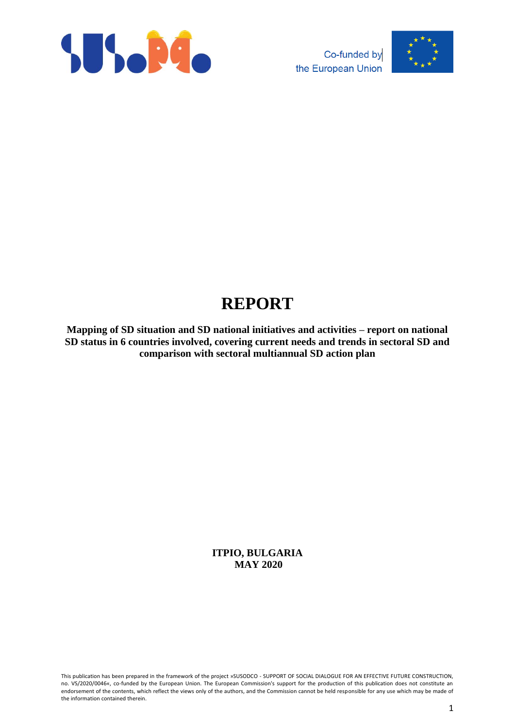Co-funded by the European Union

# REPORT

**Mapping of SD situation and SD national initiatives and activities – report on national SD status in 6 countries involved, covering current needs and trends in sectoral SD and comparison with sectoral multiannual SD action plan**

**ITPIO, BULGARIA**
**MAY 2020**

This publication has been prepared in the framework of the project »SUSODCO - SUPPORT OF SOCIAL DIALOGUE FOR AN EFFECTIVE FUTURE CONSTRUCTION, no. VS/2020/0046«, co-funded by the European Union. The European Commission's support for the production of this publication does not constitute an endorsement of the contents, which reflect the views only of the authors, and the Commission cannot be held responsible for any use which may be made of the information contained therein.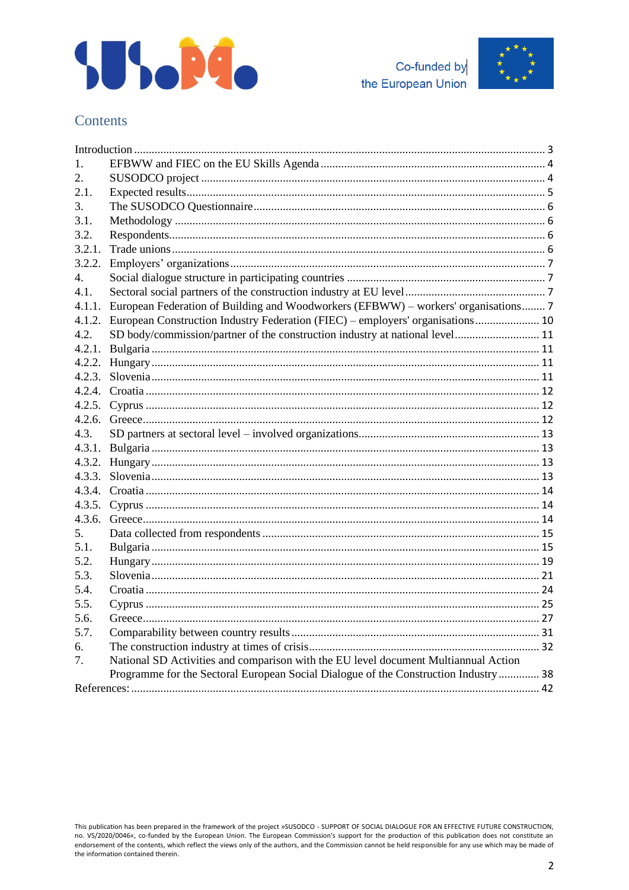## Contents

Introduction ..... 3
1. EFBWW and FIEC on the EU Skills Agenda ..... 4
2. SUSODCO project ..... 4
2.1. Expected results ..... 5
3. The SUSODCO Questionnaire ..... 6
3.1. Methodology ..... 6
3.2. Respondents ..... 6
3.2.1. Trade unions ..... 6
3.2.2. Employers' organizations ..... 7
4. Social dialogue structure in participating countries ..... 7
4.1. Sectoral social partners of the construction industry at EU level ..... 7
4.1.1. European Federation of Building and Woodworkers (EFBWW) – workers' organisations ..... 7
4.1.2. European Construction Industry Federation (FIEC) – employers' organisations ..... 10
4.2. SD body/commission/partner of the construction industry at national level ..... 11
4.2.1. Bulgaria ..... 11
4.2.2. Hungary ..... 11
4.2.3. Slovenia ..... 11
4.2.4. Croatia ..... 12
4.2.5. Cyprus ..... 12
4.2.6. Greece ..... 12
4.3. SD partners at sectoral level – involved organizations ..... 13
4.3.1. Bulgaria ..... 13
4.3.2. Hungary ..... 13
4.3.3. Slovenia ..... 13
4.3.4. Croatia ..... 14
4.3.5. Cyprus ..... 14
4.3.6. Greece ..... 14
5. Data collected from respondents ..... 15
5.1. Bulgaria ..... 15
5.2. Hungary ..... 19
5.3. Slovenia ..... 21
5.4. Croatia ..... 24
5.5. Cyprus ..... 25
5.6. Greece ..... 27
5.7. Comparability between country results ..... 31
6. The construction industry at times of crisis ..... 32
7. National SD Activities and comparison with the EU level document Multiannual Action Programme for the Sectoral European Social Dialogue of the Construction Industry ..... 38
References: ..... 42

This publication has been prepared in the framework of the project »SUSODCO - SUPPORT OF SOCIAL DIALOGUE FOR AN EFFECTIVE FUTURE CONSTRUCTION, no. VS/2020/0046«, co-funded by the European Union. The European Commission's support for the production of this publication does not constitute an endorsement of the contents, which reflect the views only of the authors, and the Commission cannot be held responsible for any use which may be made of the information contained therein.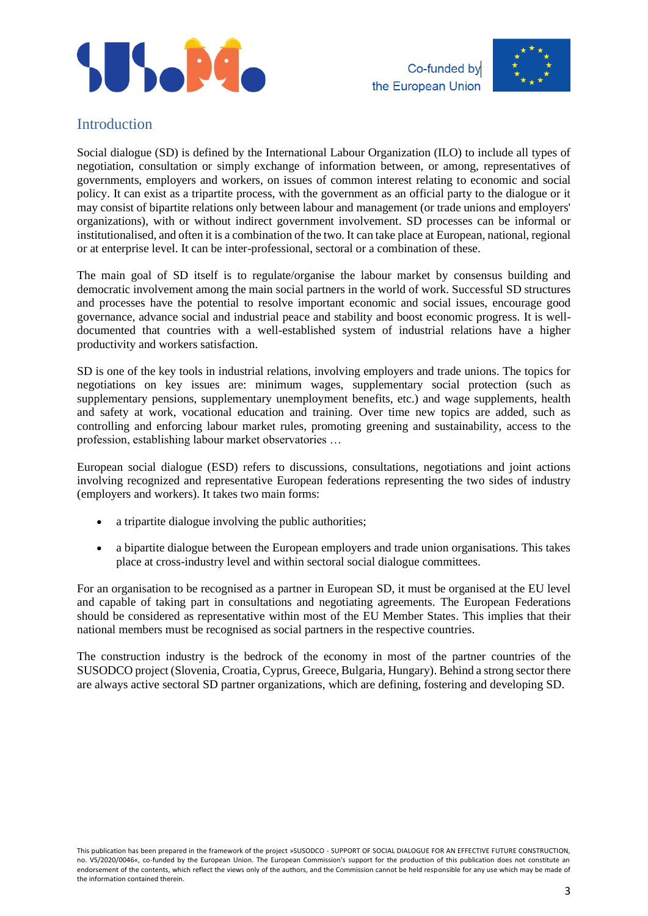## Introduction

Social dialogue (SD) is defined by the International Labour Organization (ILO) to include all types of negotiation, consultation or simply exchange of information between, or among, representatives of governments, employers and workers, on issues of common interest relating to economic and social policy. It can exist as a tripartite process, with the government as an official party to the dialogue or it may consist of bipartite relations only between labour and management (or trade unions and employers' organizations), with or without indirect government involvement. SD processes can be informal or institutionalised, and often it is a combination of the two. It can take place at European, national, regional or at enterprise level. It can be inter-professional, sectoral or a combination of these.

The main goal of SD itself is to regulate/organise the labour market by consensus building and democratic involvement among the main social partners in the world of work. Successful SD structures and processes have the potential to resolve important economic and social issues, encourage good governance, advance social and industrial peace and stability and boost economic progress. It is well-documented that countries with a well-established system of industrial relations have a higher productivity and workers satisfaction.

SD is one of the key tools in industrial relations, involving employers and trade unions. The topics for negotiations on key issues are: minimum wages, supplementary social protection (such as supplementary pensions, supplementary unemployment benefits, etc.) and wage supplements, health and safety at work, vocational education and training. Over time new topics are added, such as controlling and enforcing labour market rules, promoting greening and sustainability, access to the profession, establishing labour market observatories …

European social dialogue (ESD) refers to discussions, consultations, negotiations and joint actions involving recognized and representative European federations representing the two sides of industry (employers and workers). It takes two main forms:

- a tripartite dialogue involving the public authorities;
- a bipartite dialogue between the European employers and trade union organisations. This takes place at cross-industry level and within sectoral social dialogue committees.

For an organisation to be recognised as a partner in European SD, it must be organised at the EU level and capable of taking part in consultations and negotiating agreements. The European Federations should be considered as representative within most of the EU Member States. This implies that their national members must be recognised as social partners in the respective countries.

The construction industry is the bedrock of the economy in most of the partner countries of the SUSODCO project (Slovenia, Croatia, Cyprus, Greece, Bulgaria, Hungary). Behind a strong sector there are always active sectoral SD partner organizations, which are defining, fostering and developing SD.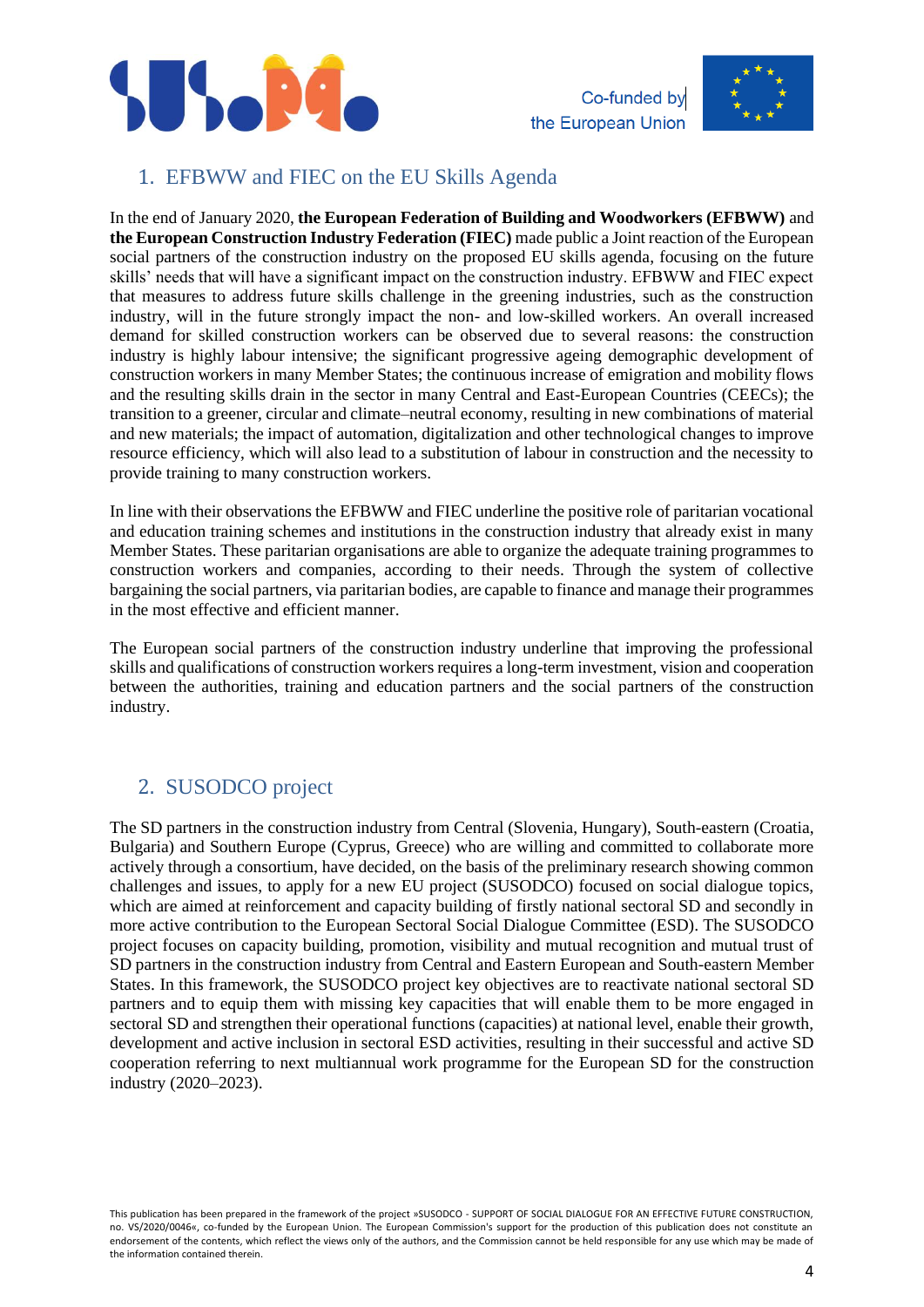## 1. EFBWW and FIEC on the EU Skills Agenda

In the end of January 2020, **the European Federation of Building and Woodworkers (EFBWW)** and **the European Construction Industry Federation (FIEC)** made public a Joint reaction of the European social partners of the construction industry on the proposed EU skills agenda, focusing on the future skills' needs that will have a significant impact on the construction industry. EFBWW and FIEC expect that measures to address future skills challenge in the greening industries, such as the construction industry, will in the future strongly impact the non- and low-skilled workers. An overall increased demand for skilled construction workers can be observed due to several reasons: the construction industry is highly labour intensive; the significant progressive ageing demographic development of construction workers in many Member States; the continuous increase of emigration and mobility flows and the resulting skills drain in the sector in many Central and East-European Countries (CEECs); the transition to a greener, circular and climate–neutral economy, resulting in new combinations of material and new materials; the impact of automation, digitalization and other technological changes to improve resource efficiency, which will also lead to a substitution of labour in construction and the necessity to provide training to many construction workers.

In line with their observations the EFBWW and FIEC underline the positive role of paritarian vocational and education training schemes and institutions in the construction industry that already exist in many Member States. These paritarian organisations are able to organize the adequate training programmes to construction workers and companies, according to their needs. Through the system of collective bargaining the social partners, via paritarian bodies, are capable to finance and manage their programmes in the most effective and efficient manner.

The European social partners of the construction industry underline that improving the professional skills and qualifications of construction workers requires a long-term investment, vision and cooperation between the authorities, training and education partners and the social partners of the construction industry.

## 2. SUSODCO project

The SD partners in the construction industry from Central (Slovenia, Hungary), South-eastern (Croatia, Bulgaria) and Southern Europe (Cyprus, Greece) who are willing and committed to collaborate more actively through a consortium, have decided, on the basis of the preliminary research showing common challenges and issues, to apply for a new EU project (SUSODCO) focused on social dialogue topics, which are aimed at reinforcement and capacity building of firstly national sectoral SD and secondly in more active contribution to the European Sectoral Social Dialogue Committee (ESD). The SUSODCO project focuses on capacity building, promotion, visibility and mutual recognition and mutual trust of SD partners in the construction industry from Central and Eastern European and South-eastern Member States. In this framework, the SUSODCO project key objectives are to reactivate national sectoral SD partners and to equip them with missing key capacities that will enable them to be more engaged in sectoral SD and strengthen their operational functions (capacities) at national level, enable their growth, development and active inclusion in sectoral ESD activities, resulting in their successful and active SD cooperation referring to next multiannual work programme for the European SD for the construction industry (2020–2023).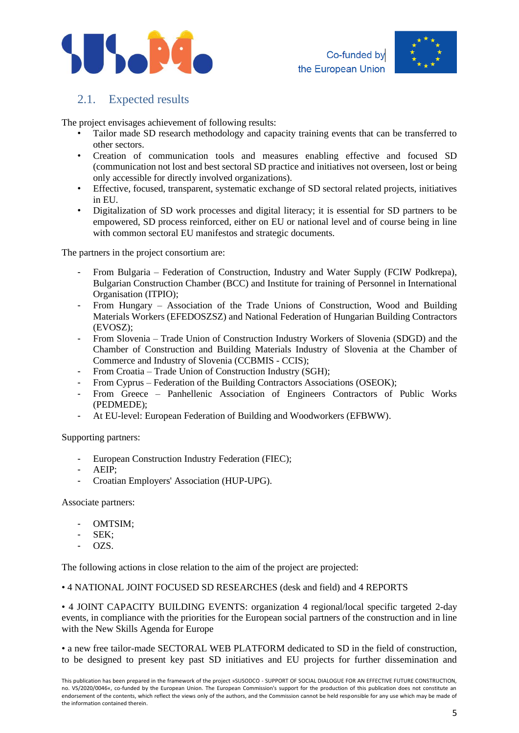## 2.1. Expected results

The project envisages achievement of following results:

- Tailor made SD research methodology and capacity training events that can be transferred to other sectors.
- Creation of communication tools and measures enabling effective and focused SD (communication not lost and best sectoral SD practice and initiatives not overseen, lost or being only accessible for directly involved organizations).
- Effective, focused, transparent, systematic exchange of SD sectoral related projects, initiatives in EU.
- Digitalization of SD work processes and digital literacy; it is essential for SD partners to be empowered, SD process reinforced, either on EU or national level and of course being in line with common sectoral EU manifestos and strategic documents.

The partners in the project consortium are:

- From Bulgaria – Federation of Construction, Industry and Water Supply (FCIW Podkrepa), Bulgarian Construction Chamber (BCC) and Institute for training of Personnel in International Organisation (ITPIO);
- From Hungary – Association of the Trade Unions of Construction, Wood and Building Materials Workers (EFEDOSZSZ) and National Federation of Hungarian Building Contractors (EVOSZ);
- From Slovenia – Trade Union of Construction Industry Workers of Slovenia (SDGD) and the Chamber of Construction and Building Materials Industry of Slovenia at the Chamber of Commerce and Industry of Slovenia (CCBMIS - CCIS);
- From Croatia – Trade Union of Construction Industry (SGH);
- From Cyprus – Federation of the Building Contractors Associations (OSEOK);
- From Greece – Panhellenic Association of Engineers Contractors of Public Works (PEDMEDE);
- At EU-level: European Federation of Building and Woodworkers (EFBWW).

Supporting partners:

- European Construction Industry Federation (FIEC);
- AEIP;
- Croatian Employers' Association (HUP-UPG).

Associate partners:

- OMTSIM;
- SEK;
- OZS.

The following actions in close relation to the aim of the project are projected:

• 4 NATIONAL JOINT FOCUSED SD RESEARCHES (desk and field) and 4 REPORTS

• 4 JOINT CAPACITY BUILDING EVENTS: organization 4 regional/local specific targeted 2-day events, in compliance with the priorities for the European social partners of the construction and in line with the New Skills Agenda for Europe

• a new free tailor-made SECTORAL WEB PLATFORM dedicated to SD in the field of construction, to be designed to present key past SD initiatives and EU projects for further dissemination and

This publication has been prepared in the framework of the project »SUSODCO - SUPPORT OF SOCIAL DIALOGUE FOR AN EFFECTIVE FUTURE CONSTRUCTION, no. VS/2020/0046«, co-funded by the European Union. The European Commission's support for the production of this publication does not constitute an endorsement of the contents, which reflect the views only of the authors, and the Commission cannot be held responsible for any use which may be made of the information contained therein.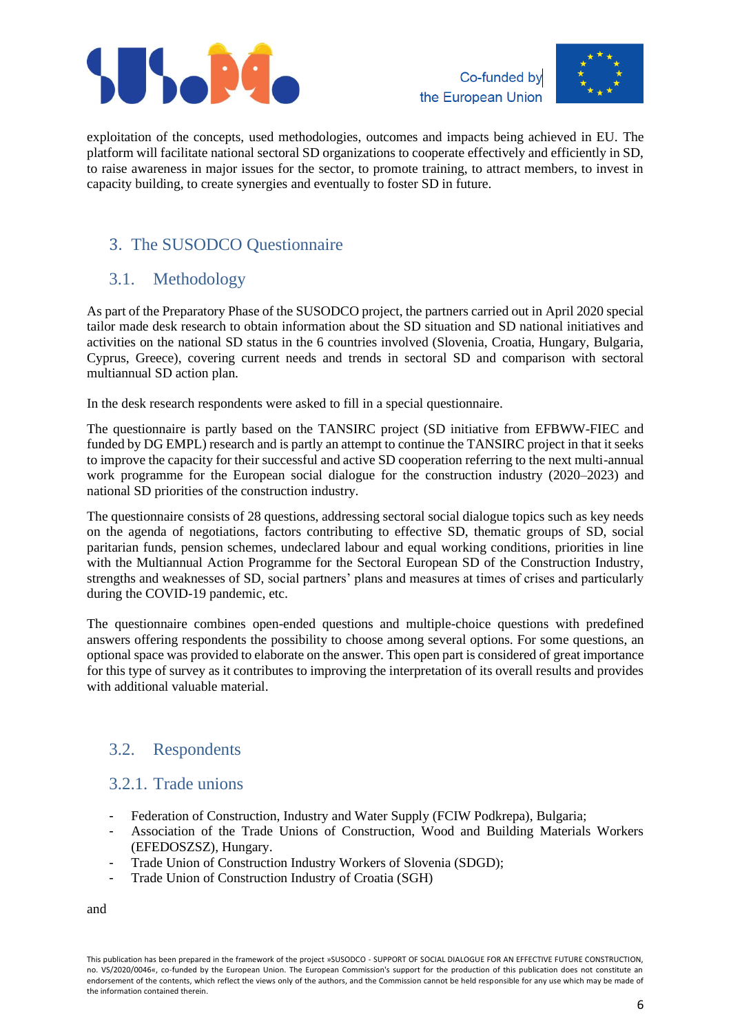exploitation of the concepts, used methodologies, outcomes and impacts being achieved in EU. The platform will facilitate national sectoral SD organizations to cooperate effectively and efficiently in SD, to raise awareness in major issues for the sector, to promote training, to attract members, to invest in capacity building, to create synergies and eventually to foster SD in future.

## 3. The SUSODCO Questionnaire

### 3.1. Methodology

As part of the Preparatory Phase of the SUSODCO project, the partners carried out in April 2020 special tailor made desk research to obtain information about the SD situation and SD national initiatives and activities on the national SD status in the 6 countries involved (Slovenia, Croatia, Hungary, Bulgaria, Cyprus, Greece), covering current needs and trends in sectoral SD and comparison with sectoral multiannual SD action plan.

In the desk research respondents were asked to fill in a special questionnaire.

The questionnaire is partly based on the TANSIRC project (SD initiative from EFBWW-FIEC and funded by DG EMPL) research and is partly an attempt to continue the TANSIRC project in that it seeks to improve the capacity for their successful and active SD cooperation referring to the next multi-annual work programme for the European social dialogue for the construction industry (2020–2023) and national SD priorities of the construction industry.

The questionnaire consists of 28 questions, addressing sectoral social dialogue topics such as key needs on the agenda of negotiations, factors contributing to effective SD, thematic groups of SD, social paritarian funds, pension schemes, undeclared labour and equal working conditions, priorities in line with the Multiannual Action Programme for the Sectoral European SD of the Construction Industry, strengths and weaknesses of SD, social partners' plans and measures at times of crises and particularly during the COVID-19 pandemic, etc.

The questionnaire combines open-ended questions and multiple-choice questions with predefined answers offering respondents the possibility to choose among several options. For some questions, an optional space was provided to elaborate on the answer. This open part is considered of great importance for this type of survey as it contributes to improving the interpretation of its overall results and provides with additional valuable material.

### 3.2. Respondents

#### 3.2.1. Trade unions

- Federation of Construction, Industry and Water Supply (FCIW Podkrepa), Bulgaria;
- Association of the Trade Unions of Construction, Wood and Building Materials Workers (EFEDOSZSZ), Hungary.
- Trade Union of Construction Industry Workers of Slovenia (SDGD);
- Trade Union of Construction Industry of Croatia (SGH)

and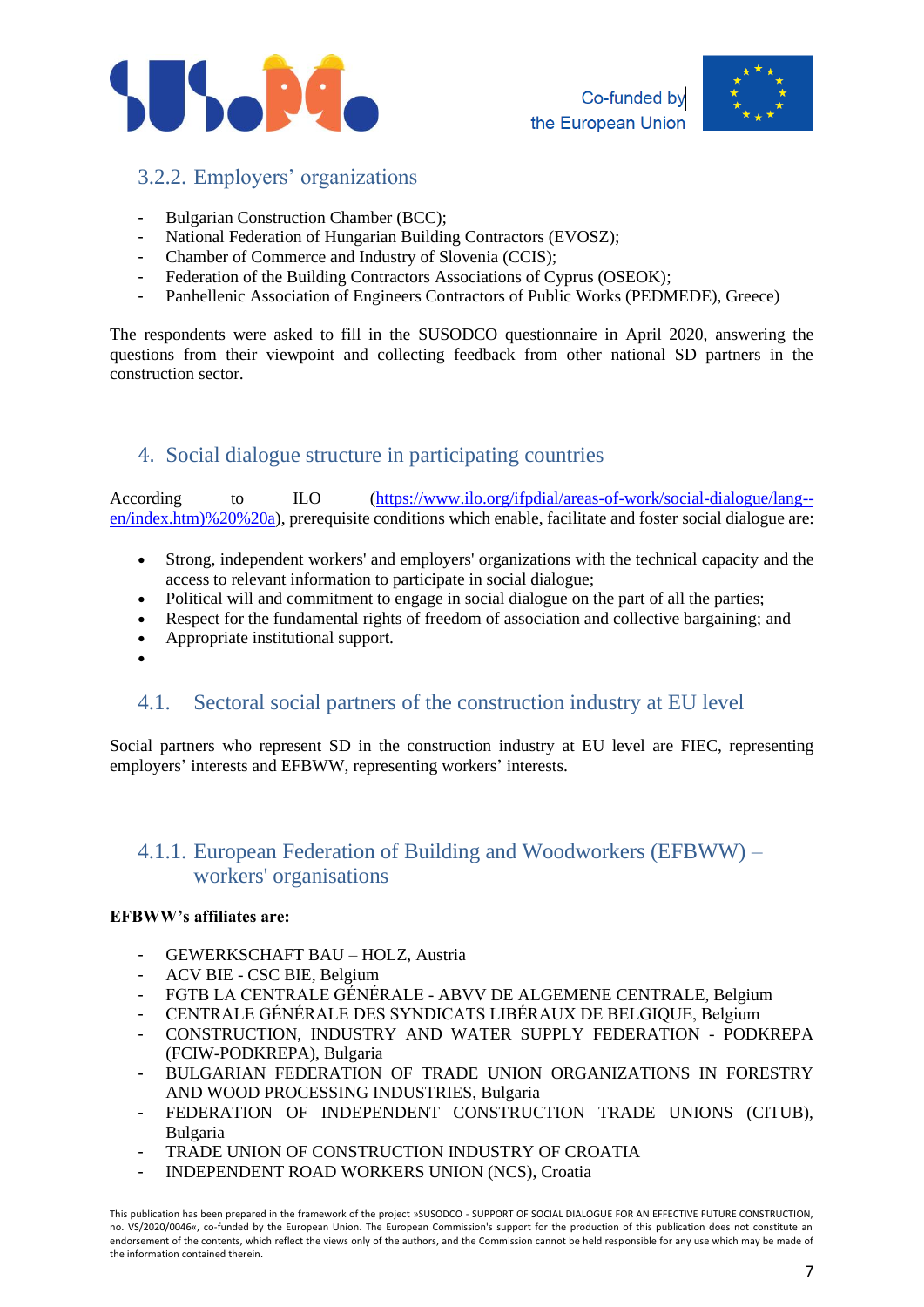### 3.2.2. Employers' organizations

- Bulgarian Construction Chamber (BCC);
- National Federation of Hungarian Building Contractors (EVOSZ);
- Chamber of Commerce and Industry of Slovenia (CCIS);
- Federation of the Building Contractors Associations of Cyprus (OSEOK);
- Panhellenic Association of Engineers Contractors of Public Works (PEDMEDE), Greece)

The respondents were asked to fill in the SUSODCO questionnaire in April 2020, answering the questions from their viewpoint and collecting feedback from other national SD partners in the construction sector.

# 4. Social dialogue structure in participating countries

According to ILO (https://www.ilo.org/ifpdial/areas-of-work/social-dialogue/lang--en/index.htm)%20%20a), prerequisite conditions which enable, facilitate and foster social dialogue are:

- Strong, independent workers' and employers' organizations with the technical capacity and the access to relevant information to participate in social dialogue;
- Political will and commitment to engage in social dialogue on the part of all the parties;
- Respect for the fundamental rights of freedom of association and collective bargaining; and
- Appropriate institutional support.

## 4.1. Sectoral social partners of the construction industry at EU level

Social partners who represent SD in the construction industry at EU level are FIEC, representing employers' interests and EFBWW, representing workers' interests.

### 4.1.1. European Federation of Building and Woodworkers (EFBWW) – workers' organisations

**EFBWW's affiliates are:**

- GEWERKSCHAFT BAU – HOLZ, Austria
- ACV BIE - CSC BIE, Belgium
- FGTB LA CENTRALE GÉNÉRALE - ABVV DE ALGEMENE CENTRALE, Belgium
- CENTRALE GÉNÉRALE DES SYNDICATS LIBÉRAUX DE BELGIQUE, Belgium
- CONSTRUCTION, INDUSTRY AND WATER SUPPLY FEDERATION - PODKREPA (FCIW-PODKREPA), Bulgaria
- BULGARIAN FEDERATION OF TRADE UNION ORGANIZATIONS IN FORESTRY AND WOOD PROCESSING INDUSTRIES, Bulgaria
- FEDERATION OF INDEPENDENT CONSTRUCTION TRADE UNIONS (CITUB), Bulgaria
- TRADE UNION OF CONSTRUCTION INDUSTRY OF CROATIA
- INDEPENDENT ROAD WORKERS UNION (NCS), Croatia

This publication has been prepared in the framework of the project »SUSODCO - SUPPORT OF SOCIAL DIALOGUE FOR AN EFFECTIVE FUTURE CONSTRUCTION, no. VS/2020/0046«, co-funded by the European Union. The European Commission's support for the production of this publication does not constitute an endorsement of the contents, which reflect the views only of the authors, and the Commission cannot be held responsible for any use which may be made of the information contained therein.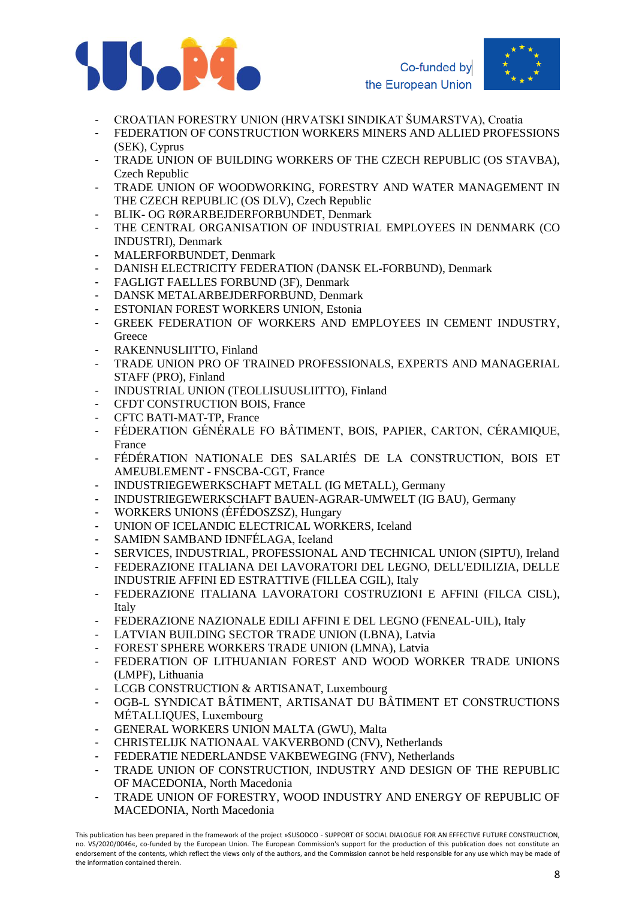- CROATIAN FORESTRY UNION (HRVATSKI SINDIKAT ŠUMARSTVA), Croatia
- FEDERATION OF CONSTRUCTION WORKERS MINERS AND ALLIED PROFESSIONS (SEK), Cyprus
- TRADE UNION OF BUILDING WORKERS OF THE CZECH REPUBLIC (OS STAVBA), Czech Republic
- TRADE UNION OF WOODWORKING, FORESTRY AND WATER MANAGEMENT IN THE CZECH REPUBLIC (OS DLV), Czech Republic
- BLIK- OG RØRARBEJDERFORBUNDET, Denmark
- THE CENTRAL ORGANISATION OF INDUSTRIAL EMPLOYEES IN DENMARK (CO INDUSTRI), Denmark
- MALERFORBUNDET, Denmark
- DANISH ELECTRICITY FEDERATION (DANSK EL-FORBUND), Denmark
- FAGLIGT FAELLES FORBUND (3F), Denmark
- DANSK METALARBEJDERFORBUND, Denmark
- ESTONIAN FOREST WORKERS UNION, Estonia
- GREEK FEDERATION OF WORKERS AND EMPLOYEES IN CEMENT INDUSTRY, Greece
- RAKENNUSLIITTO, Finland
- TRADE UNION PRO OF TRAINED PROFESSIONALS, EXPERTS AND MANAGERIAL STAFF (PRO), Finland
- INDUSTRIAL UNION (TEOLLISUUSLIITTO), Finland
- CFDT CONSTRUCTION BOIS, France
- CFTC BATI-MAT-TP, France
- FÉDERATION GÉNÉRALE FO BÂTIMENT, BOIS, PAPIER, CARTON, CÉRAMIQUE, France
- FÉDÉRATION NATIONALE DES SALARIÉS DE LA CONSTRUCTION, BOIS ET AMEUBLEMENT - FNSCBA-CGT, France
- INDUSTRIEGEWERKSCHAFT METALL (IG METALL), Germany
- INDUSTRIEGEWERKSCHAFT BAUEN-AGRAR-UMWELT (IG BAU), Germany
- WORKERS UNIONS (ÉFÉDOSZSZ), Hungary
- UNION OF ICELANDIC ELECTRICAL WORKERS, Iceland
- SAMIÐN SAMBAND IÐNFÉLAGA, Iceland
- SERVICES, INDUSTRIAL, PROFESSIONAL AND TECHNICAL UNION (SIPTU), Ireland
- FEDERAZIONE ITALIANA DEI LAVORATORI DEL LEGNO, DELL'EDILIZIA, DELLE INDUSTRIE AFFINI ED ESTRATTIVE (FILLEA CGIL), Italy
- FEDERAZIONE ITALIANA LAVORATORI COSTRUZIONI E AFFINI (FILCA CISL), Italy
- FEDERAZIONE NAZIONALE EDILI AFFINI E DEL LEGNO (FENEAL-UIL), Italy
- LATVIAN BUILDING SECTOR TRADE UNION (LBNA), Latvia
- FOREST SPHERE WORKERS TRADE UNION (LMNA), Latvia
- FEDERATION OF LITHUANIAN FOREST AND WOOD WORKER TRADE UNIONS (LMPF), Lithuania
- LCGB CONSTRUCTION & ARTISANAT, Luxembourg
- OGB-L SYNDICAT BÂTIMENT, ARTISANAT DU BÂTIMENT ET CONSTRUCTIONS MÉTALLIQUES, Luxembourg
- GENERAL WORKERS UNION MALTA (GWU), Malta
- CHRISTELIJK NATIONAAL VAKVERBOND (CNV), Netherlands
- FEDERATIE NEDERLANDSE VAKBEWEGING (FNV), Netherlands
- TRADE UNION OF CONSTRUCTION, INDUSTRY AND DESIGN OF THE REPUBLIC OF MACEDONIA, North Macedonia
- TRADE UNION OF FORESTRY, WOOD INDUSTRY AND ENERGY OF REPUBLIC OF MACEDONIA, North Macedonia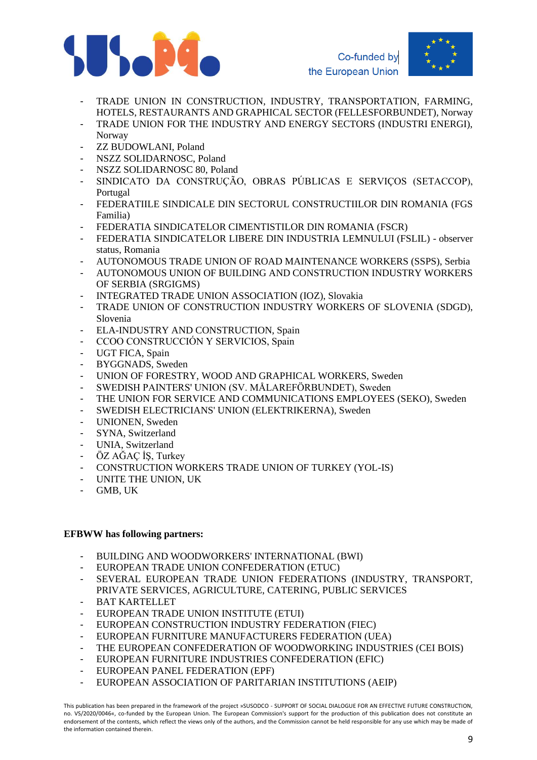- TRADE UNION IN CONSTRUCTION, INDUSTRY, TRANSPORTATION, FARMING, HOTELS, RESTAURANTS AND GRAPHICAL SECTOR (FELLESFORBUNDET), Norway
- TRADE UNION FOR THE INDUSTRY AND ENERGY SECTORS (INDUSTRI ENERGI), Norway
- ZZ BUDOWLANI, Poland
- NSZZ SOLIDARNOSC, Poland
- NSZZ SOLIDARNOSC 80, Poland
- SINDICATO DA CONSTRUÇÃO, OBRAS PÚBLICAS E SERVIÇOS (SETACCOP), Portugal
- FEDERATIILE SINDICALE DIN SECTORUL CONSTRUCTIILOR DIN ROMANIA (FGS Familia)
- FEDERATIA SINDICATELOR CIMENTISTILOR DIN ROMANIA (FSCR)
- FEDERATIA SINDICATELOR LIBERE DIN INDUSTRIA LEMNULUI (FSLIL) - observer status, Romania
- AUTONOMOUS TRADE UNION OF ROAD MAINTENANCE WORKERS (SSPS), Serbia
- AUTONOMOUS UNION OF BUILDING AND CONSTRUCTION INDUSTRY WORKERS OF SERBIA (SRGIGMS)
- INTEGRATED TRADE UNION ASSOCIATION (IOZ), Slovakia
- TRADE UNION OF CONSTRUCTION INDUSTRY WORKERS OF SLOVENIA (SDGD), Slovenia
- ELA-INDUSTRY AND CONSTRUCTION, Spain
- CCOO CONSTRUCCIÓN Y SERVICIOS, Spain
- UGT FICA, Spain
- BYGGNADS, Sweden
- UNION OF FORESTRY, WOOD AND GRAPHICAL WORKERS, Sweden
- SWEDISH PAINTERS' UNION (SV. MÅLAREFÖRBUNDET), Sweden
- THE UNION FOR SERVICE AND COMMUNICATIONS EMPLOYEES (SEKO), Sweden
- SWEDISH ELECTRICIANS' UNION (ELEKTRIKERNA), Sweden
- UNIONEN, Sweden
- SYNA, Switzerland
- UNIA, Switzerland
- ÖZ AĞAÇ İŞ, Turkey
- CONSTRUCTION WORKERS TRADE UNION OF TURKEY (YOL-IS)
- UNITE THE UNION, UK
- GMB, UK

**EFBWW has following partners:**

- BUILDING AND WOODWORKERS' INTERNATIONAL (BWI)
- EUROPEAN TRADE UNION CONFEDERATION (ETUC)
- SEVERAL EUROPEAN TRADE UNION FEDERATIONS (INDUSTRY, TRANSPORT, PRIVATE SERVICES, AGRICULTURE, CATERING, PUBLIC SERVICES
- BAT KARTELLET
- EUROPEAN TRADE UNION INSTITUTE (ETUI)
- EUROPEAN CONSTRUCTION INDUSTRY FEDERATION (FIEC)
- EUROPEAN FURNITURE MANUFACTURERS FEDERATION (UEA)
- THE EUROPEAN CONFEDERATION OF WOODWORKING INDUSTRIES (CEI BOIS)
- EUROPEAN FURNITURE INDUSTRIES CONFEDERATION (EFIC)
- EUROPEAN PANEL FEDERATION (EPF)
- EUROPEAN ASSOCIATION OF PARITARIAN INSTITUTIONS (AEIP)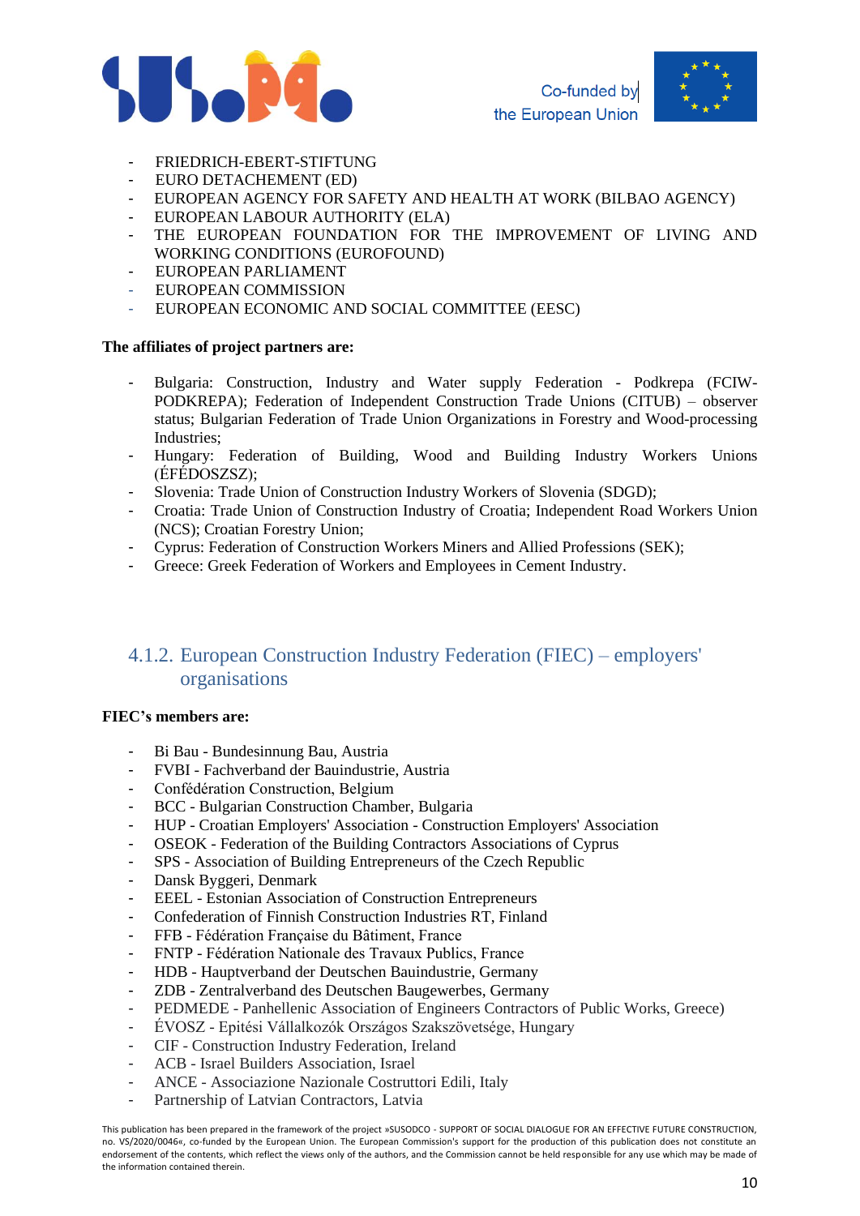- FRIEDRICH-EBERT-STIFTUNG
- EURO DETACHEMENT (ED)
- EUROPEAN AGENCY FOR SAFETY AND HEALTH AT WORK (BILBAO AGENCY)
- EUROPEAN LABOUR AUTHORITY (ELA)
- THE EUROPEAN FOUNDATION FOR THE IMPROVEMENT OF LIVING AND WORKING CONDITIONS (EUROFOUND)
- EUROPEAN PARLIAMENT
- EUROPEAN COMMISSION
- EUROPEAN ECONOMIC AND SOCIAL COMMITTEE (EESC)

**The affiliates of project partners are:**

- Bulgaria: Construction, Industry and Water supply Federation - Podkrepa (FCIW-PODKREPA); Federation of Independent Construction Trade Unions (CITUB) – observer status; Bulgarian Federation of Trade Union Organizations in Forestry and Wood-processing Industries;
- Hungary: Federation of Building, Wood and Building Industry Workers Unions (ÉFÉDOSZSZ);
- Slovenia: Trade Union of Construction Industry Workers of Slovenia (SDGD);
- Croatia: Trade Union of Construction Industry of Croatia; Independent Road Workers Union (NCS); Croatian Forestry Union;
- Cyprus: Federation of Construction Workers Miners and Allied Professions (SEK);
- Greece: Greek Federation of Workers and Employees in Cement Industry.

### 4.1.2. European Construction Industry Federation (FIEC) – employers' organisations

**FIEC's members are:**

- Bi Bau - Bundesinnung Bau, Austria
- FVBI - Fachverband der Bauindustrie, Austria
- Confédération Construction, Belgium
- BCC - Bulgarian Construction Chamber, Bulgaria
- HUP - Croatian Employers' Association - Construction Employers' Association
- OSEOK - Federation of the Building Contractors Associations of Cyprus
- SPS - Association of Building Entrepreneurs of the Czech Republic
- Dansk Byggeri, Denmark
- EEEL - Estonian Association of Construction Entrepreneurs
- Confederation of Finnish Construction Industries RT, Finland
- FFB - Fédération Française du Bâtiment, France
- FNTP - Fédération Nationale des Travaux Publics, France
- HDB - Hauptverband der Deutschen Bauindustrie, Germany
- ZDB - Zentralverband des Deutschen Baugewerbes, Germany
- PEDMEDE - Panhellenic Association of Engineers Contractors of Public Works, Greece)
- ÉVOSZ - Epitési Vállalkozók Országos Szakszövetsége, Hungary
- CIF - Construction Industry Federation, Ireland
- ACB - Israel Builders Association, Israel
- ANCE - Associazione Nazionale Costruttori Edili, Italy
- Partnership of Latvian Contractors, Latvia

This publication has been prepared in the framework of the project »SUSODCO - SUPPORT OF SOCIAL DIALOGUE FOR AN EFFECTIVE FUTURE CONSTRUCTION, no. VS/2020/0046«, co-funded by the European Union. The European Commission's support for the production of this publication does not constitute an endorsement of the contents, which reflect the views only of the authors, and the Commission cannot be held responsible for any use which may be made of the information contained therein.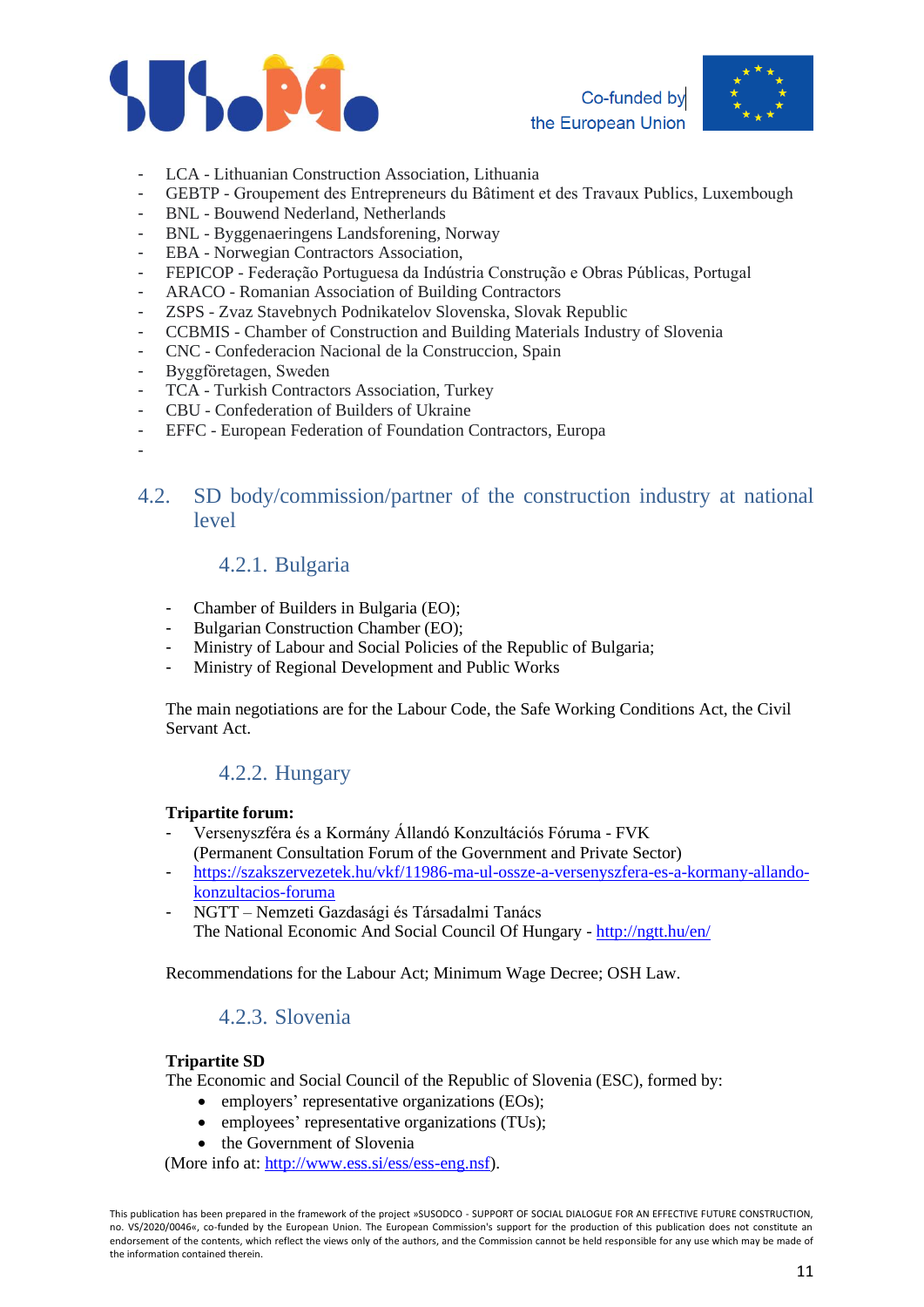- LCA - Lithuanian Construction Association, Lithuania
- GEBTP - Groupement des Entrepreneurs du Bâtiment et des Travaux Publics, Luxembough
- BNL - Bouwend Nederland, Netherlands
- BNL - Byggenaeringens Landsforening, Norway
- EBA - Norwegian Contractors Association,
- FEPICOP - Federação Portuguesa da Indústria Construção e Obras Públicas, Portugal
- ARACO - Romanian Association of Building Contractors
- ZSPS - Zvaz Stavebnych Podnikatelov Slovenska, Slovak Republic
- CCBMIS - Chamber of Construction and Building Materials Industry of Slovenia
- CNC - Confederacion Nacional de la Construccion, Spain
- Byggföretagen, Sweden
- TCA - Turkish Contractors Association, Turkey
- CBU - Confederation of Builders of Ukraine
- EFFC - European Federation of Foundation Contractors, Europa
-

## 4.2. SD body/commission/partner of the construction industry at national level

### 4.2.1. Bulgaria

- Chamber of Builders in Bulgaria (EO);
- Bulgarian Construction Chamber (EO);
- Ministry of Labour and Social Policies of the Republic of Bulgaria;
- Ministry of Regional Development and Public Works

The main negotiations are for the Labour Code, the Safe Working Conditions Act, the Civil Servant Act.

### 4.2.2. Hungary

**Tripartite forum:**

- Versenyszféra és a Kormány Állandó Konzultációs Fóruma - FVK
  (Permanent Consultation Forum of the Government and Private Sector)
- https://szakszervezetek.hu/vkf/11986-ma-ul-ossze-a-versenyszfera-es-a-kormany-allando-konzultacios-foruma
- NGTT – Nemzeti Gazdasági és Társadalmi Tanács
  The National Economic And Social Council Of Hungary - http://ngtt.hu/en/

Recommendations for the Labour Act; Minimum Wage Decree; OSH Law.

### 4.2.3. Slovenia

**Tripartite SD**

The Economic and Social Council of the Republic of Slovenia (ESC), formed by:

- employers' representative organizations (EOs);
- employees' representative organizations (TUs);
- the Government of Slovenia

(More info at: http://www.ess.si/ess/ess-eng.nsf).

This publication has been prepared in the framework of the project »SUSODCO - SUPPORT OF SOCIAL DIALOGUE FOR AN EFFECTIVE FUTURE CONSTRUCTION, no. VS/2020/0046«, co-funded by the European Union. The European Commission's support for the production of this publication does not constitute an endorsement of the contents, which reflect the views only of the authors, and the Commission cannot be held responsible for any use which may be made of the information contained therein.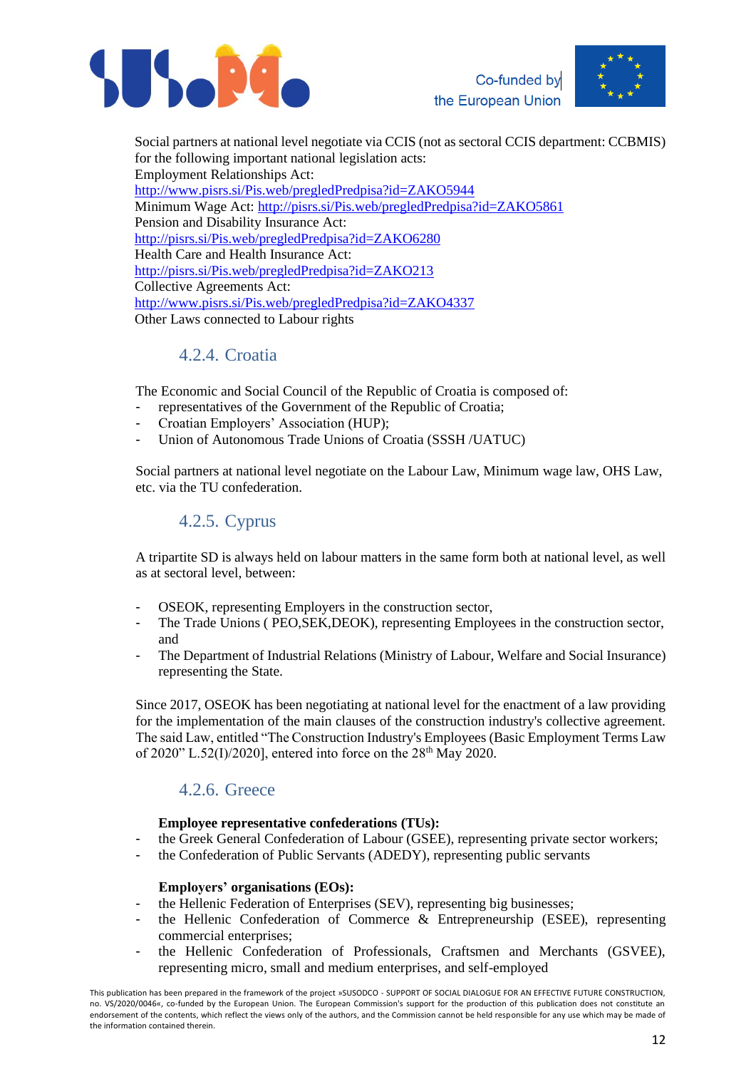Social partners at national level negotiate via CCIS (not as sectoral CCIS department: CCBMIS) for the following important national legislation acts:
Employment Relationships Act:
http://www.pisrs.si/Pis.web/pregledPredpisa?id=ZAKO5944
Minimum Wage Act: http://pisrs.si/Pis.web/pregledPredpisa?id=ZAKO5861
Pension and Disability Insurance Act:
http://pisrs.si/Pis.web/pregledPredpisa?id=ZAKO6280
Health Care and Health Insurance Act:
http://pisrs.si/Pis.web/pregledPredpisa?id=ZAKO213
Collective Agreements Act:
http://www.pisrs.si/Pis.web/pregledPredpisa?id=ZAKO4337
Other Laws connected to Labour rights

### 4.2.4. Croatia

The Economic and Social Council of the Republic of Croatia is composed of:
- representatives of the Government of the Republic of Croatia;
- Croatian Employers' Association (HUP);
- Union of Autonomous Trade Unions of Croatia (SSSH /UATUC)

Social partners at national level negotiate on the Labour Law, Minimum wage law, OHS Law, etc. via the TU confederation.

### 4.2.5. Cyprus

A tripartite SD is always held on labour matters in the same form both at national level, as well as at sectoral level, between:

- OSEOK, representing Employers in the construction sector,
- The Trade Unions ( PEO,SEK,DEOK), representing Employees in the construction sector, and
- The Department of Industrial Relations (Ministry of Labour, Welfare and Social Insurance) representing the State.

Since 2017, OSEOK has been negotiating at national level for the enactment of a law providing for the implementation of the main clauses of the construction industry's collective agreement. The said Law, entitled "The Construction Industry's Employees (Basic Employment Terms Law of 2020" L.52(I)/2020], entered into force on the 28th May 2020.

### 4.2.6. Greece

**Employee representative confederations (TUs):**
- the Greek General Confederation of Labour (GSEE), representing private sector workers;
- the Confederation of Public Servants (ADEDY), representing public servants

**Employers' organisations (EOs):**
- the Hellenic Federation of Enterprises (SEV), representing big businesses;
- the Hellenic Confederation of Commerce & Entrepreneurship (ESEE), representing commercial enterprises;
- the Hellenic Confederation of Professionals, Craftsmen and Merchants (GSVEE), representing micro, small and medium enterprises, and self-employed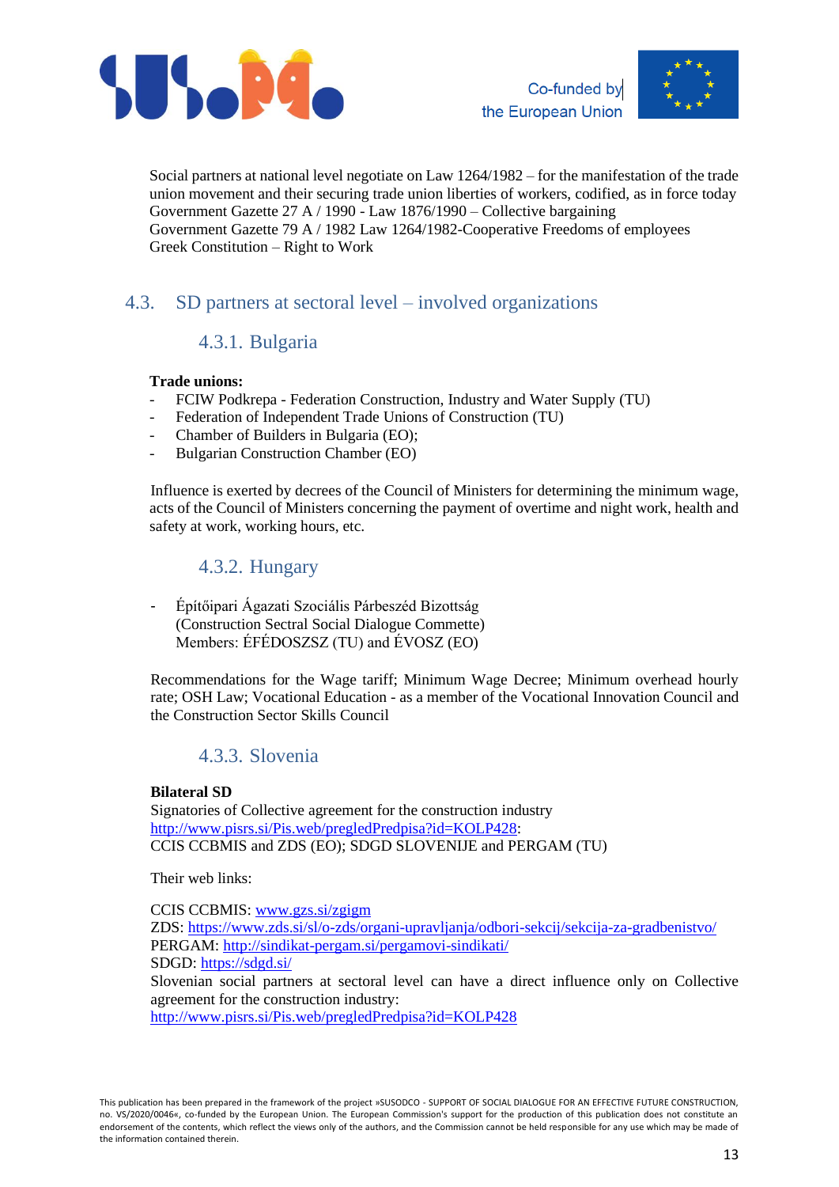Social partners at national level negotiate on Law 1264/1982 – for the manifestation of the trade union movement and their securing trade union liberties of workers, codified, as in force today
Government Gazette 27 A / 1990 - Law 1876/1990 – Collective bargaining
Government Gazette 79 A / 1982 Law 1264/1982-Cooperative Freedoms of employees
Greek Constitution – Right to Work

## 4.3. SD partners at sectoral level – involved organizations

### 4.3.1. Bulgaria

**Trade unions:**

- FCIW Podkrepa - Federation Construction, Industry and Water Supply (TU)
- Federation of Independent Trade Unions of Construction (TU)
- Chamber of Builders in Bulgaria (EO);
- Bulgarian Construction Chamber (EO)

Influence is exerted by decrees of the Council of Ministers for determining the minimum wage, acts of the Council of Ministers concerning the payment of overtime and night work, health and safety at work, working hours, etc.

### 4.3.2. Hungary

- Építőipari Ágazati Szociális Párbeszéd Bizottság (Construction Sectral Social Dialogue Commette) Members: ÉFÉDOSZSZ (TU) and ÉVOSZ (EO)

Recommendations for the Wage tariff; Minimum Wage Decree; Minimum overhead hourly rate; OSH Law; Vocational Education - as a member of the Vocational Innovation Council and the Construction Sector Skills Council

### 4.3.3. Slovenia

**Bilateral SD**
Signatories of Collective agreement for the construction industry
http://www.pisrs.si/Pis.web/pregledPredpisa?id=KOLP428:
CCIS CCBMIS and ZDS (EO); SDGD SLOVENIJE and PERGAM (TU)

Their web links:

CCIS CCBMIS: www.gzs.si/zgigm
ZDS: https://www.zds.si/sl/o-zds/organi-upravljanja/odbori-sekcij/sekcija-za-gradbenistvo/
PERGAM: http://sindikat-pergam.si/pergamovi-sindikati/
SDGD: https://sdgd.si/
Slovenian social partners at sectoral level can have a direct influence only on Collective agreement for the construction industry:
http://www.pisrs.si/Pis.web/pregledPredpisa?id=KOLP428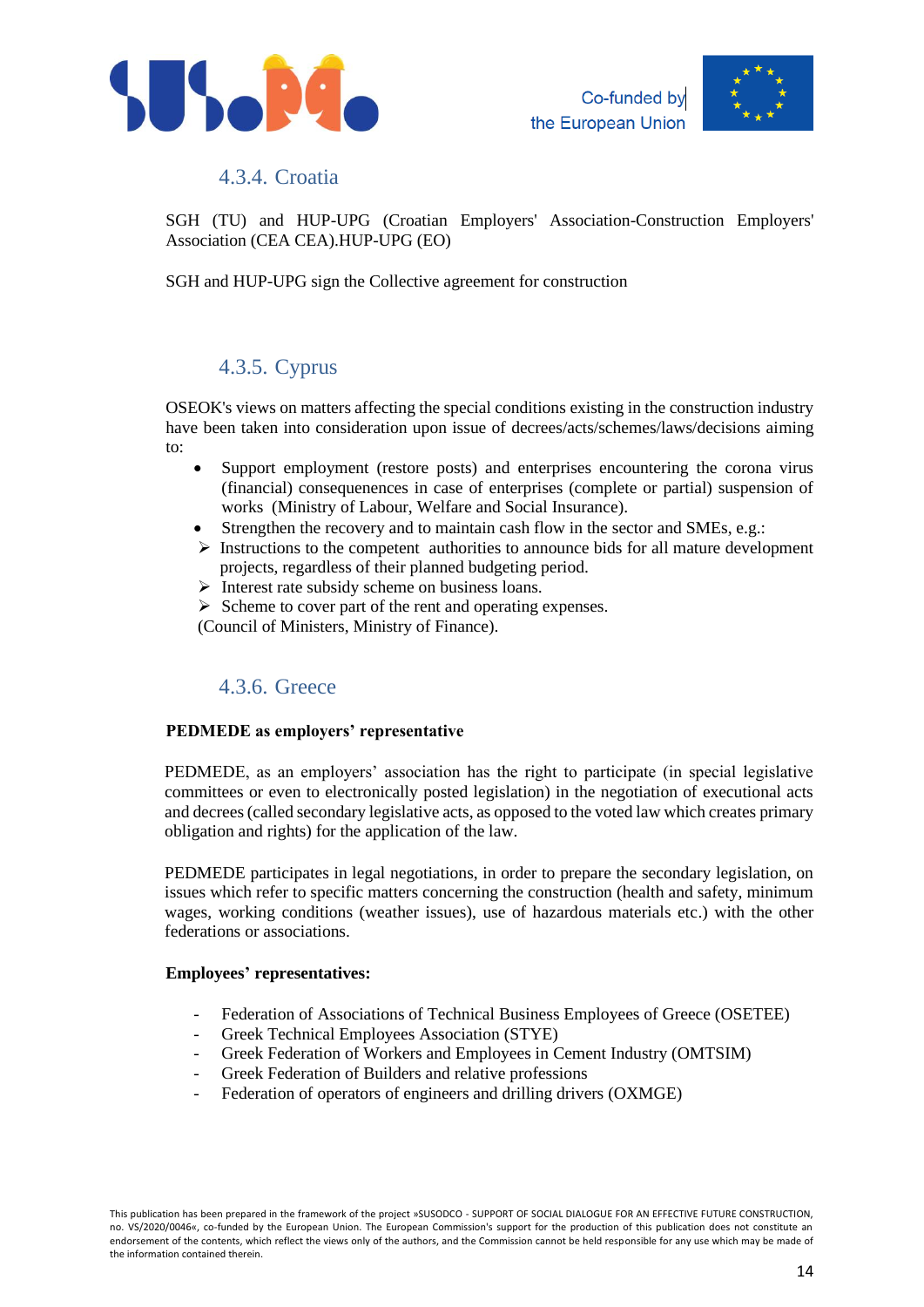### 4.3.4. Croatia

SGH (TU) and HUP-UPG (Croatian Employers' Association-Construction Employers' Association (CEA CEA).HUP-UPG (EO)

SGH and HUP-UPG sign the Collective agreement for construction

### 4.3.5. Cyprus

OSEOK's views on matters affecting the special conditions existing in the construction industry have been taken into consideration upon issue of decrees/acts/schemes/laws/decisions aiming to:

- Support employment (restore posts) and enterprises encountering the corona virus (financial) consequenences in case of enterprises (complete or partial) suspension of works (Ministry of Labour, Welfare and Social Insurance).
- Strengthen the recovery and to maintain cash flow in the sector and SMEs, e.g.:
  - Instructions to the competent authorities to announce bids for all mature development projects, regardless of their planned budgeting period.
  - Interest rate subsidy scheme on business loans.
  - Scheme to cover part of the rent and operating expenses.

(Council of Ministers, Ministry of Finance).

### 4.3.6. Greece

**PEDMEDE as employers' representative**

PEDMEDE, as an employers' association has the right to participate (in special legislative committees or even to electronically posted legislation) in the negotiation of executional acts and decrees (called secondary legislative acts, as opposed to the voted law which creates primary obligation and rights) for the application of the law.

PEDMEDE participates in legal negotiations, in order to prepare the secondary legislation, on issues which refer to specific matters concerning the construction (health and safety, minimum wages, working conditions (weather issues), use of hazardous materials etc.) with the other federations or associations.

**Employees' representatives:**

- Federation of Associations of Technical Business Employees of Greece (OSETEE)
- Greek Technical Employees Association (STYE)
- Greek Federation of Workers and Employees in Cement Industry (OMTSIM)
- Greek Federation of Builders and relative professions
- Federation of operators of engineers and drilling drivers (OXMGE)

This publication has been prepared in the framework of the project »SUSODCO - SUPPORT OF SOCIAL DIALOGUE FOR AN EFFECTIVE FUTURE CONSTRUCTION, no. VS/2020/0046«, co-funded by the European Union. The European Commission's support for the production of this publication does not constitute an endorsement of the contents, which reflect the views only of the authors, and the Commission cannot be held responsible for any use which may be made of the information contained therein.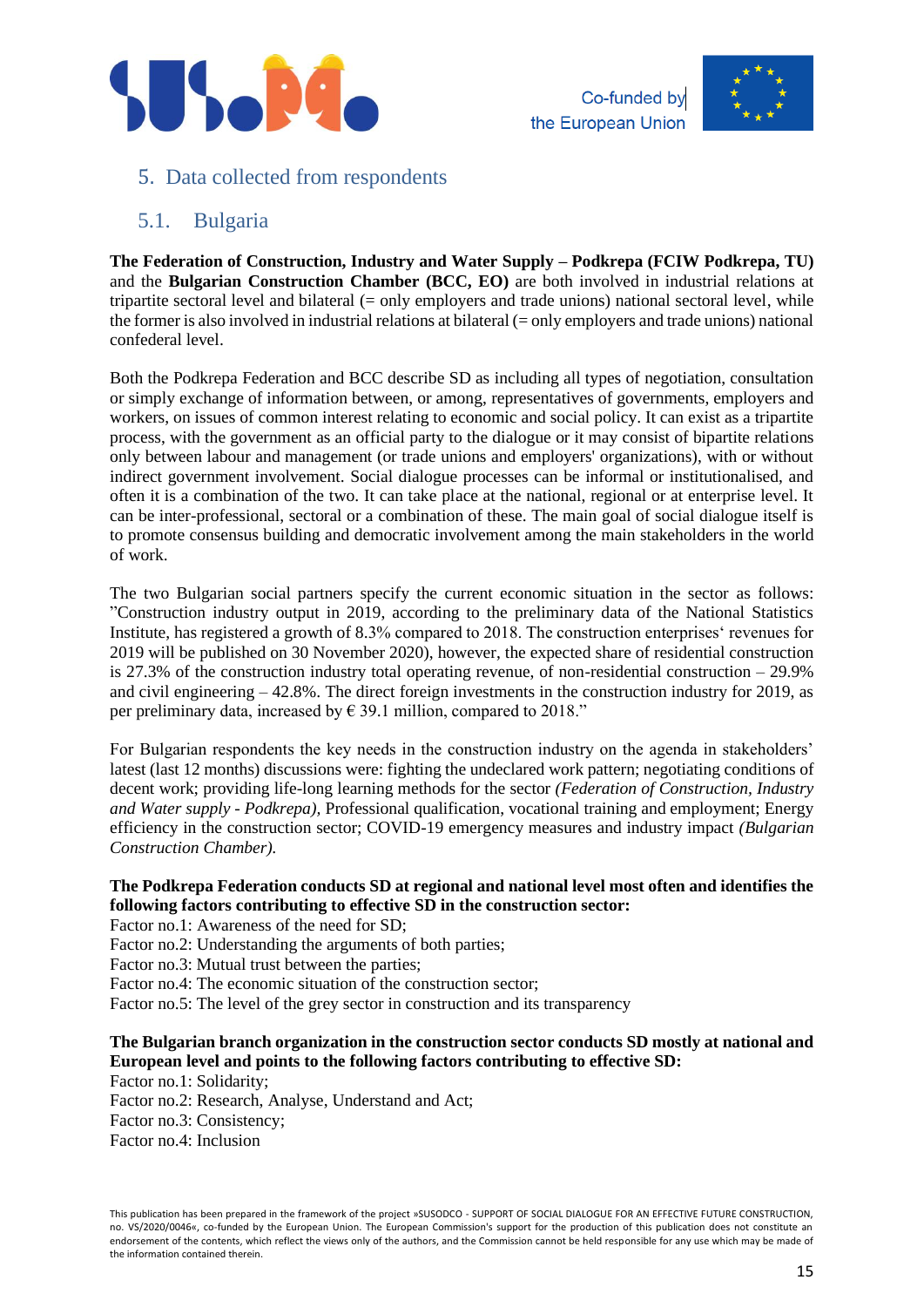## 5. Data collected from respondents

### 5.1. Bulgaria

**The Federation of Construction, Industry and Water Supply – Podkrepa (FCIW Podkrepa, TU)** and the **Bulgarian Construction Chamber (BCC, EO)** are both involved in industrial relations at tripartite sectoral level and bilateral (= only employers and trade unions) national sectoral level, while the former is also involved in industrial relations at bilateral (= only employers and trade unions) national confederal level.

Both the Podkrepa Federation and BCC describe SD as including all types of negotiation, consultation or simply exchange of information between, or among, representatives of governments, employers and workers, on issues of common interest relating to economic and social policy. It can exist as a tripartite process, with the government as an official party to the dialogue or it may consist of bipartite relations only between labour and management (or trade unions and employers' organizations), with or without indirect government involvement. Social dialogue processes can be informal or institutionalised, and often it is a combination of the two. It can take place at the national, regional or at enterprise level. It can be inter-professional, sectoral or a combination of these. The main goal of social dialogue itself is to promote consensus building and democratic involvement among the main stakeholders in the world of work.

The two Bulgarian social partners specify the current economic situation in the sector as follows: "Construction industry output in 2019, according to the preliminary data of the National Statistics Institute, has registered a growth of 8.3% compared to 2018. The construction enterprises' revenues for 2019 will be published on 30 November 2020), however, the expected share of residential construction is 27.3% of the construction industry total operating revenue, of non-residential construction – 29.9% and civil engineering – 42.8%. The direct foreign investments in the construction industry for 2019, as per preliminary data, increased by € 39.1 million, compared to 2018."

For Bulgarian respondents the key needs in the construction industry on the agenda in stakeholders' latest (last 12 months) discussions were: fighting the undeclared work pattern; negotiating conditions of decent work; providing life-long learning methods for the sector *(Federation of Construction, Industry and Water supply - Podkrepa),* Professional qualification, vocational training and employment; Energy efficiency in the construction sector; COVID-19 emergency measures and industry impact *(Bulgarian Construction Chamber).*

**The Podkrepa Federation conducts SD at regional and national level most often and identifies the following factors contributing to effective SD in the construction sector:**

Factor no.1: Awareness of the need for SD;
Factor no.2: Understanding the arguments of both parties;
Factor no.3: Mutual trust between the parties;
Factor no.4: The economic situation of the construction sector;
Factor no.5: The level of the grey sector in construction and its transparency

**The Bulgarian branch organization in the construction sector conducts SD mostly at national and European level and points to the following factors contributing to effective SD:**

Factor no.1: Solidarity;
Factor no.2: Research, Analyse, Understand and Act;
Factor no.3: Consistency;
Factor no.4: Inclusion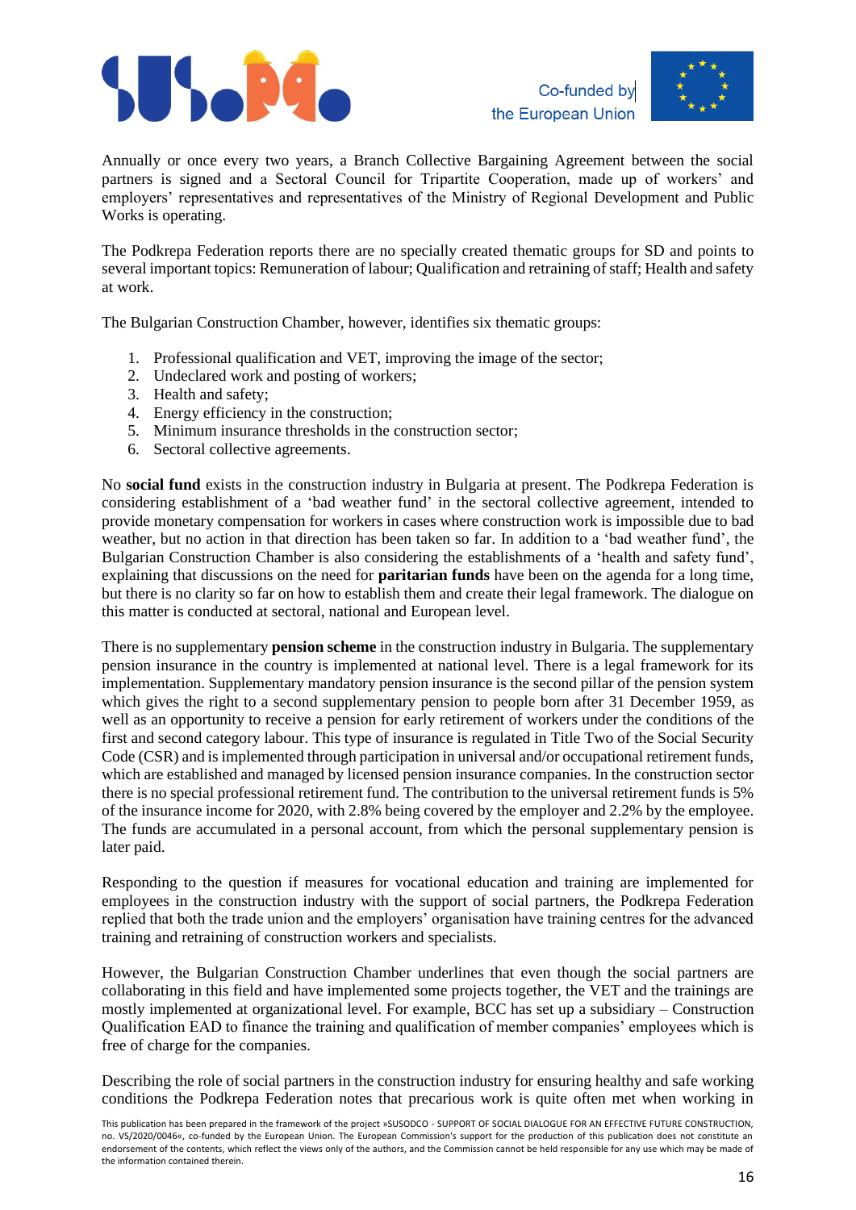Annually or once every two years, a Branch Collective Bargaining Agreement between the social partners is signed and a Sectoral Council for Tripartite Cooperation, made up of workers' and employers' representatives and representatives of the Ministry of Regional Development and Public Works is operating.

The Podkrepa Federation reports there are no specially created thematic groups for SD and points to several important topics: Remuneration of labour; Qualification and retraining of staff; Health and safety at work.

The Bulgarian Construction Chamber, however, identifies six thematic groups:

1. Professional qualification and VET, improving the image of the sector;
2. Undeclared work and posting of workers;
3. Health and safety;
4. Energy efficiency in the construction;
5. Minimum insurance thresholds in the construction sector;
6. Sectoral collective agreements.

No **social fund** exists in the construction industry in Bulgaria at present. The Podkrepa Federation is considering establishment of a 'bad weather fund' in the sectoral collective agreement, intended to provide monetary compensation for workers in cases where construction work is impossible due to bad weather, but no action in that direction has been taken so far. In addition to a 'bad weather fund', the Bulgarian Construction Chamber is also considering the establishments of a 'health and safety fund', explaining that discussions on the need for **paritarian funds** have been on the agenda for a long time, but there is no clarity so far on how to establish them and create their legal framework. The dialogue on this matter is conducted at sectoral, national and European level.

There is no supplementary **pension scheme** in the construction industry in Bulgaria. The supplementary pension insurance in the country is implemented at national level. There is a legal framework for its implementation. Supplementary mandatory pension insurance is the second pillar of the pension system which gives the right to a second supplementary pension to people born after 31 December 1959, as well as an opportunity to receive a pension for early retirement of workers under the conditions of the first and second category labour. This type of insurance is regulated in Title Two of the Social Security Code (CSR) and is implemented through participation in universal and/or occupational retirement funds, which are established and managed by licensed pension insurance companies. In the construction sector there is no special professional retirement fund. The contribution to the universal retirement funds is 5% of the insurance income for 2020, with 2.8% being covered by the employer and 2.2% by the employee. The funds are accumulated in a personal account, from which the personal supplementary pension is later paid.

Responding to the question if measures for vocational education and training are implemented for employees in the construction industry with the support of social partners, the Podkrepa Federation replied that both the trade union and the employers' organisation have training centres for the advanced training and retraining of construction workers and specialists.

However, the Bulgarian Construction Chamber underlines that even though the social partners are collaborating in this field and have implemented some projects together, the VET and the trainings are mostly implemented at organizational level. For example, BCC has set up a subsidiary – Construction Qualification EAD to finance the training and qualification of member companies' employees which is free of charge for the companies.

Describing the role of social partners in the construction industry for ensuring healthy and safe working conditions the Podkrepa Federation notes that precarious work is quite often met when working in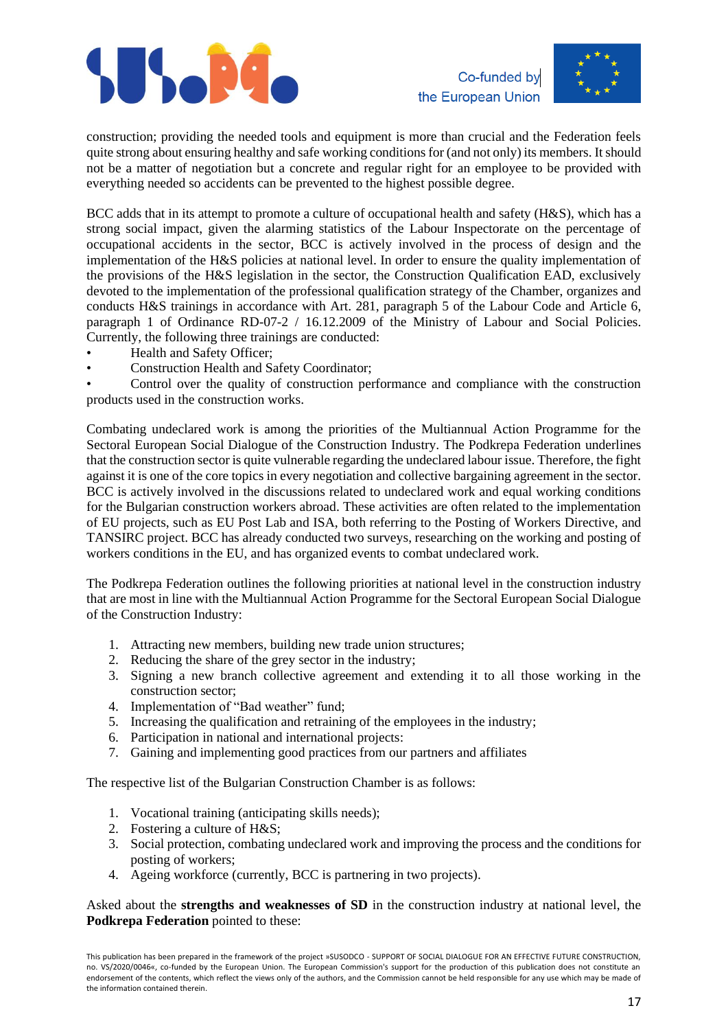construction; providing the needed tools and equipment is more than crucial and the Federation feels quite strong about ensuring healthy and safe working conditions for (and not only) its members. It should not be a matter of negotiation but a concrete and regular right for an employee to be provided with everything needed so accidents can be prevented to the highest possible degree.

BCC adds that in its attempt to promote a culture of occupational health and safety (H&S), which has a strong social impact, given the alarming statistics of the Labour Inspectorate on the percentage of occupational accidents in the sector, BCC is actively involved in the process of design and the implementation of the H&S policies at national level. In order to ensure the quality implementation of the provisions of the H&S legislation in the sector, the Construction Qualification EAD, exclusively devoted to the implementation of the professional qualification strategy of the Chamber, organizes and conducts H&S trainings in accordance with Art. 281, paragraph 5 of the Labour Code and Article 6, paragraph 1 of Ordinance RD-07-2 / 16.12.2009 of the Ministry of Labour and Social Policies. Currently, the following three trainings are conducted:

- Health and Safety Officer;
- Construction Health and Safety Coordinator;
- Control over the quality of construction performance and compliance with the construction products used in the construction works.

Combating undeclared work is among the priorities of the Multiannual Action Programme for the Sectoral European Social Dialogue of the Construction Industry. The Podkrepa Federation underlines that the construction sector is quite vulnerable regarding the undeclared labour issue. Therefore, the fight against it is one of the core topics in every negotiation and collective bargaining agreement in the sector. BCC is actively involved in the discussions related to undeclared work and equal working conditions for the Bulgarian construction workers abroad. These activities are often related to the implementation of EU projects, such as EU Post Lab and ISA, both referring to the Posting of Workers Directive, and TANSIRC project. BCC has already conducted two surveys, researching on the working and posting of workers conditions in the EU, and has organized events to combat undeclared work.

The Podkrepa Federation outlines the following priorities at national level in the construction industry that are most in line with the Multiannual Action Programme for the Sectoral European Social Dialogue of the Construction Industry:

1. Attracting new members, building new trade union structures;
2. Reducing the share of the grey sector in the industry;
3. Signing a new branch collective agreement and extending it to all those working in the construction sector;
4. Implementation of "Bad weather" fund;
5. Increasing the qualification and retraining of the employees in the industry;
6. Participation in national and international projects:
7. Gaining and implementing good practices from our partners and affiliates

The respective list of the Bulgarian Construction Chamber is as follows:

1. Vocational training (anticipating skills needs);
2. Fostering a culture of H&S;
3. Social protection, combating undeclared work and improving the process and the conditions for posting of workers;
4. Ageing workforce (currently, BCC is partnering in two projects).

Asked about the **strengths and weaknesses of SD** in the construction industry at national level, the **Podkrepa Federation** pointed to these: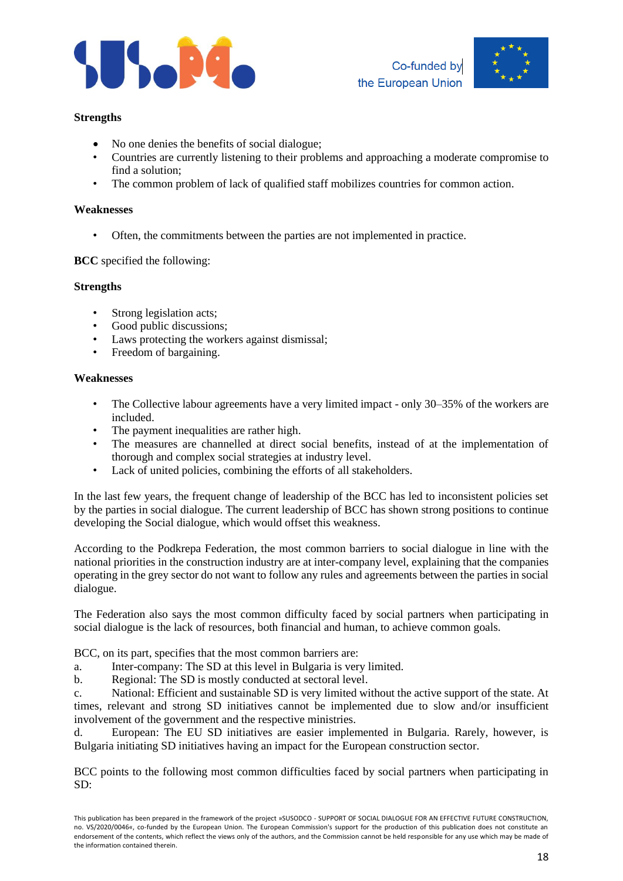**Strengths**

- No one denies the benefits of social dialogue;
- Countries are currently listening to their problems and approaching a moderate compromise to find a solution;
- The common problem of lack of qualified staff mobilizes countries for common action.

**Weaknesses**

- Often, the commitments between the parties are not implemented in practice.

**BCC** specified the following:

**Strengths**

- Strong legislation acts;
- Good public discussions;
- Laws protecting the workers against dismissal;
- Freedom of bargaining.

**Weaknesses**

- The Collective labour agreements have a very limited impact - only 30–35% of the workers are included.
- The payment inequalities are rather high.
- The measures are channelled at direct social benefits, instead of at the implementation of thorough and complex social strategies at industry level.
- Lack of united policies, combining the efforts of all stakeholders.

In the last few years, the frequent change of leadership of the BCC has led to inconsistent policies set by the parties in social dialogue. The current leadership of BCC has shown strong positions to continue developing the Social dialogue, which would offset this weakness.

According to the Podkrepa Federation, the most common barriers to social dialogue in line with the national priorities in the construction industry are at inter-company level, explaining that the companies operating in the grey sector do not want to follow any rules and agreements between the parties in social dialogue.

The Federation also says the most common difficulty faced by social partners when participating in social dialogue is the lack of resources, both financial and human, to achieve common goals.

BCC, on its part, specifies that the most common barriers are:

a. Inter-company: The SD at this level in Bulgaria is very limited.

b. Regional: The SD is mostly conducted at sectoral level.

c. National: Efficient and sustainable SD is very limited without the active support of the state. At times, relevant and strong SD initiatives cannot be implemented due to slow and/or insufficient involvement of the government and the respective ministries.

d. European: The EU SD initiatives are easier implemented in Bulgaria. Rarely, however, is Bulgaria initiating SD initiatives having an impact for the European construction sector.

BCC points to the following most common difficulties faced by social partners when participating in SD: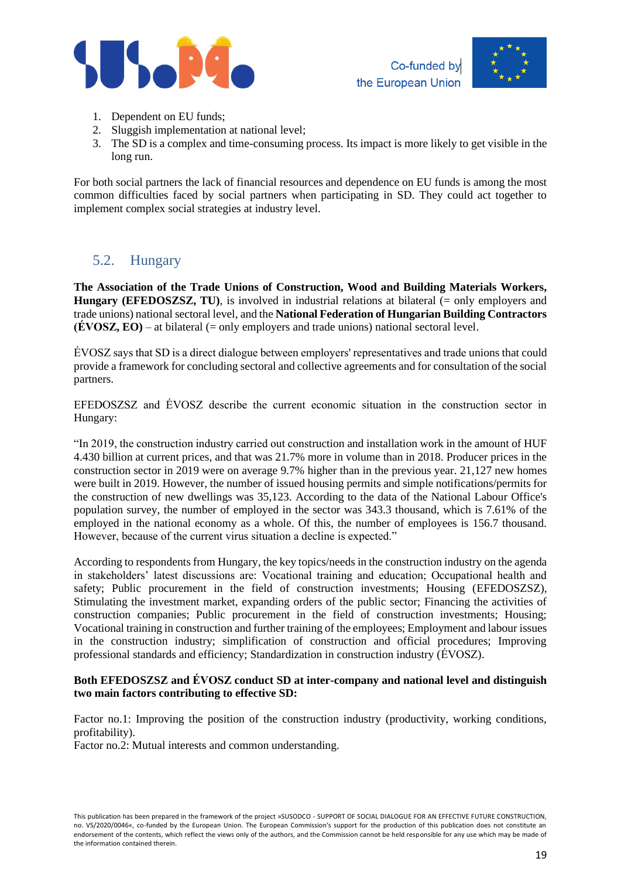1. Dependent on EU funds;
2. Sluggish implementation at national level;
3. The SD is a complex and time-consuming process. Its impact is more likely to get visible in the long run.

For both social partners the lack of financial resources and dependence on EU funds is among the most common difficulties faced by social partners when participating in SD. They could act together to implement complex social strategies at industry level.

## 5.2. Hungary

**The Association of the Trade Unions of Construction, Wood and Building Materials Workers, Hungary (EFEDOSZSZ, TU)**, is involved in industrial relations at bilateral (= only employers and trade unions) national sectoral level, and the **National Federation of Hungarian Building Contractors (ÉVOSZ, EO)** – at bilateral (= only employers and trade unions) national sectoral level.

ÉVOSZ says that SD is a direct dialogue between employers' representatives and trade unions that could provide a framework for concluding sectoral and collective agreements and for consultation of the social partners.

EFEDOSZSZ and ÉVOSZ describe the current economic situation in the construction sector in Hungary:

"In 2019, the construction industry carried out construction and installation work in the amount of HUF 4.430 billion at current prices, and that was 21.7% more in volume than in 2018. Producer prices in the construction sector in 2019 were on average 9.7% higher than in the previous year. 21,127 new homes were built in 2019. However, the number of issued housing permits and simple notifications/permits for the construction of new dwellings was 35,123. According to the data of the National Labour Office's population survey, the number of employed in the sector was 343.3 thousand, which is 7.61% of the employed in the national economy as a whole. Of this, the number of employees is 156.7 thousand. However, because of the current virus situation a decline is expected."

According to respondents from Hungary, the key topics/needs in the construction industry on the agenda in stakeholders' latest discussions are: Vocational training and education; Occupational health and safety; Public procurement in the field of construction investments; Housing (EFEDOSZSZ), Stimulating the investment market, expanding orders of the public sector; Financing the activities of construction companies; Public procurement in the field of construction investments; Housing; Vocational training in construction and further training of the employees; Employment and labour issues in the construction industry; simplification of construction and official procedures; Improving professional standards and efficiency; Standardization in construction industry (ÉVOSZ).

**Both EFEDOSZSZ and ÉVOSZ conduct SD at inter-company and national level and distinguish two main factors contributing to effective SD:**

Factor no.1: Improving the position of the construction industry (productivity, working conditions, profitability).
Factor no.2: Mutual interests and common understanding.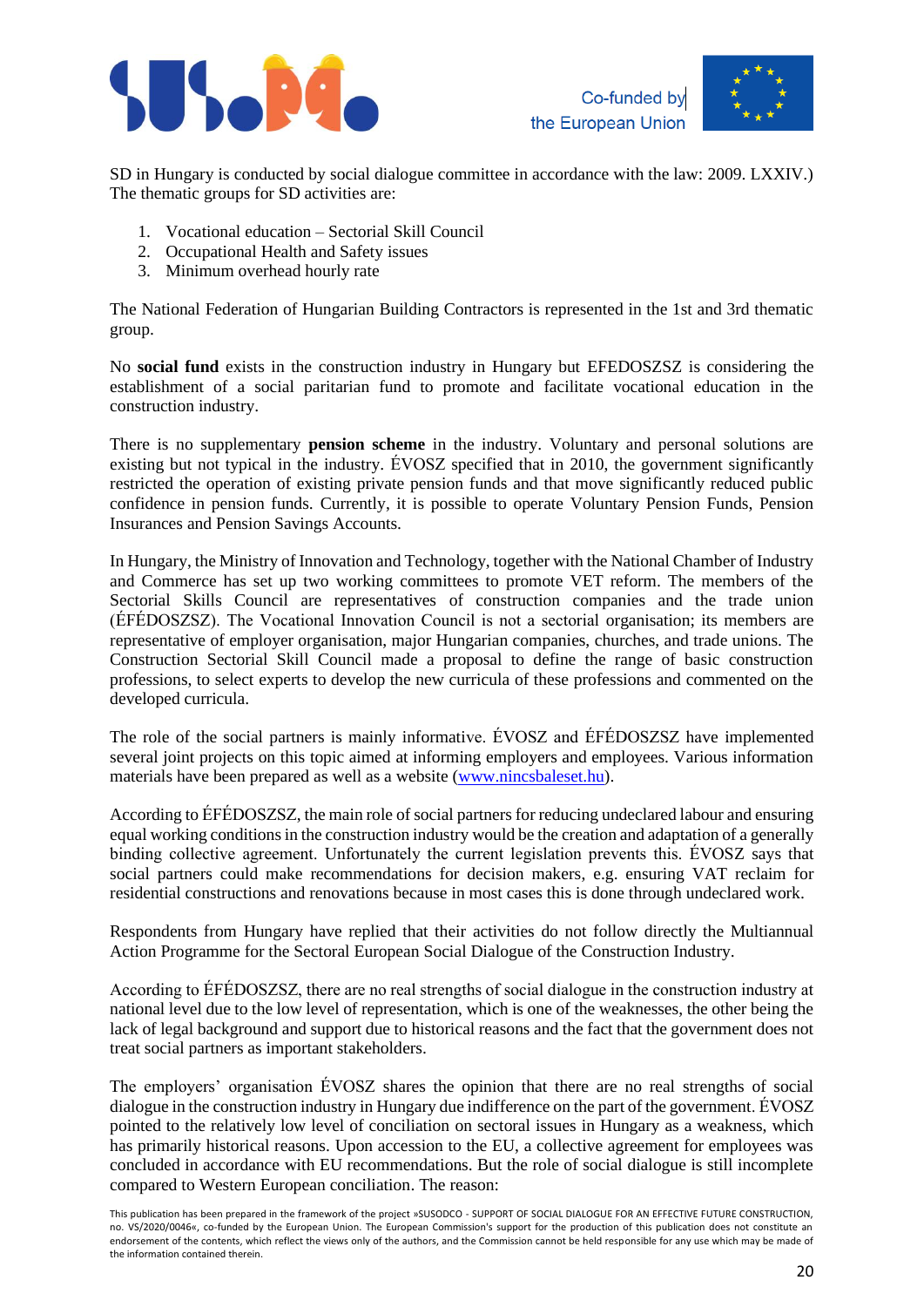SD in Hungary is conducted by social dialogue committee in accordance with the law: 2009. LXXIV.) The thematic groups for SD activities are:

1. Vocational education – Sectorial Skill Council
2. Occupational Health and Safety issues
3. Minimum overhead hourly rate

The National Federation of Hungarian Building Contractors is represented in the 1st and 3rd thematic group.

No **social fund** exists in the construction industry in Hungary but EFEDOSZSZ is considering the establishment of a social paritarian fund to promote and facilitate vocational education in the construction industry.

There is no supplementary **pension scheme** in the industry. Voluntary and personal solutions are existing but not typical in the industry. ÉVOSZ specified that in 2010, the government significantly restricted the operation of existing private pension funds and that move significantly reduced public confidence in pension funds. Currently, it is possible to operate Voluntary Pension Funds, Pension Insurances and Pension Savings Accounts.

In Hungary, the Ministry of Innovation and Technology, together with the National Chamber of Industry and Commerce has set up two working committees to promote VET reform. The members of the Sectorial Skills Council are representatives of construction companies and the trade union (ÉFÉDOSZSZ). The Vocational Innovation Council is not a sectorial organisation; its members are representative of employer organisation, major Hungarian companies, churches, and trade unions. The Construction Sectorial Skill Council made a proposal to define the range of basic construction professions, to select experts to develop the new curricula of these professions and commented on the developed curricula.

The role of the social partners is mainly informative. ÉVOSZ and ÉFÉDOSZSZ have implemented several joint projects on this topic aimed at informing employers and employees. Various information materials have been prepared as well as a website (www.nincsbaleset.hu).

According to ÉFÉDOSZSZ, the main role of social partners for reducing undeclared labour and ensuring equal working conditions in the construction industry would be the creation and adaptation of a generally binding collective agreement. Unfortunately the current legislation prevents this. ÉVOSZ says that social partners could make recommendations for decision makers, e.g. ensuring VAT reclaim for residential constructions and renovations because in most cases this is done through undeclared work.

Respondents from Hungary have replied that their activities do not follow directly the Multiannual Action Programme for the Sectoral European Social Dialogue of the Construction Industry.

According to ÉFÉDOSZSZ, there are no real strengths of social dialogue in the construction industry at national level due to the low level of representation, which is one of the weaknesses, the other being the lack of legal background and support due to historical reasons and the fact that the government does not treat social partners as important stakeholders.

The employers' organisation ÉVOSZ shares the opinion that there are no real strengths of social dialogue in the construction industry in Hungary due indifference on the part of the government. ÉVOSZ pointed to the relatively low level of conciliation on sectoral issues in Hungary as a weakness, which has primarily historical reasons. Upon accession to the EU, a collective agreement for employees was concluded in accordance with EU recommendations. But the role of social dialogue is still incomplete compared to Western European conciliation. The reason: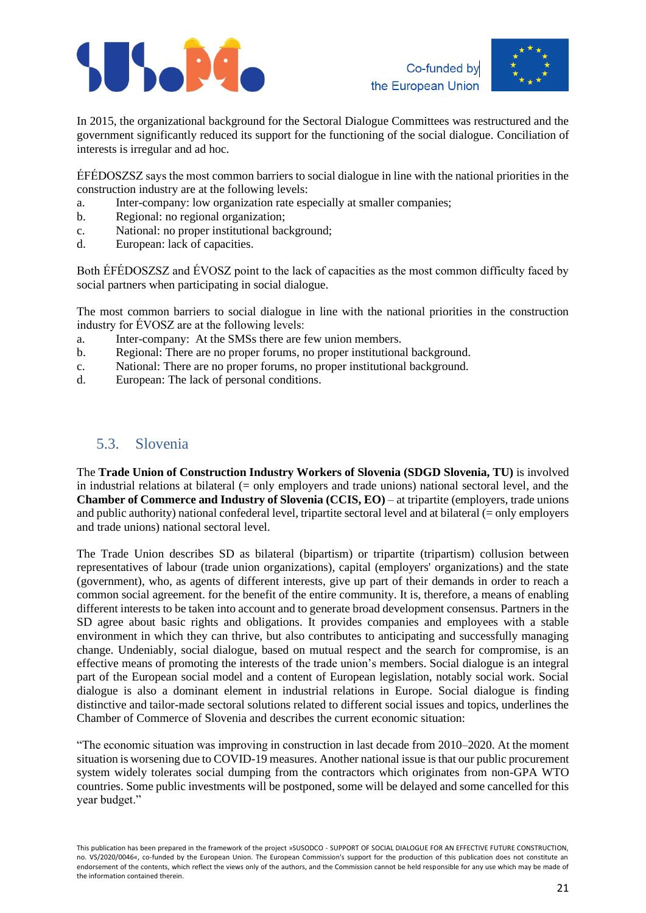In 2015, the organizational background for the Sectoral Dialogue Committees was restructured and the government significantly reduced its support for the functioning of the social dialogue. Conciliation of interests is irregular and ad hoc.

ÉFÉDOSZSZ says the most common barriers to social dialogue in line with the national priorities in the construction industry are at the following levels:

a. Inter-company: low organization rate especially at smaller companies;
b. Regional: no regional organization;
c. National: no proper institutional background;
d. European: lack of capacities.

Both ÉFÉDOSZSZ and ÉVOSZ point to the lack of capacities as the most common difficulty faced by social partners when participating in social dialogue.

The most common barriers to social dialogue in line with the national priorities in the construction industry for ÉVOSZ are at the following levels:

a. Inter-company: At the SMSs there are few union members.
b. Regional: There are no proper forums, no proper institutional background.
c. National: There are no proper forums, no proper institutional background.
d. European: The lack of personal conditions.

## 5.3. Slovenia

The **Trade Union of Construction Industry Workers of Slovenia (SDGD Slovenia, TU)** is involved in industrial relations at bilateral (= only employers and trade unions) national sectoral level, and the **Chamber of Commerce and Industry of Slovenia (CCIS, EO)** – at tripartite (employers, trade unions and public authority) national confederal level, tripartite sectoral level and at bilateral (= only employers and trade unions) national sectoral level.

The Trade Union describes SD as bilateral (bipartism) or tripartite (tripartism) collusion between representatives of labour (trade union organizations), capital (employers' organizations) and the state (government), who, as agents of different interests, give up part of their demands in order to reach a common social agreement. for the benefit of the entire community. It is, therefore, a means of enabling different interests to be taken into account and to generate broad development consensus. Partners in the SD agree about basic rights and obligations. It provides companies and employees with a stable environment in which they can thrive, but also contributes to anticipating and successfully managing change. Undeniably, social dialogue, based on mutual respect and the search for compromise, is an effective means of promoting the interests of the trade union's members. Social dialogue is an integral part of the European social model and a content of European legislation, notably social work. Social dialogue is also a dominant element in industrial relations in Europe. Social dialogue is finding distinctive and tailor-made sectoral solutions related to different social issues and topics, underlines the Chamber of Commerce of Slovenia and describes the current economic situation:

"The economic situation was improving in construction in last decade from 2010–2020. At the moment situation is worsening due to COVID-19 measures. Another national issue is that our public procurement system widely tolerates social dumping from the contractors which originates from non-GPA WTO countries. Some public investments will be postponed, some will be delayed and some cancelled for this year budget."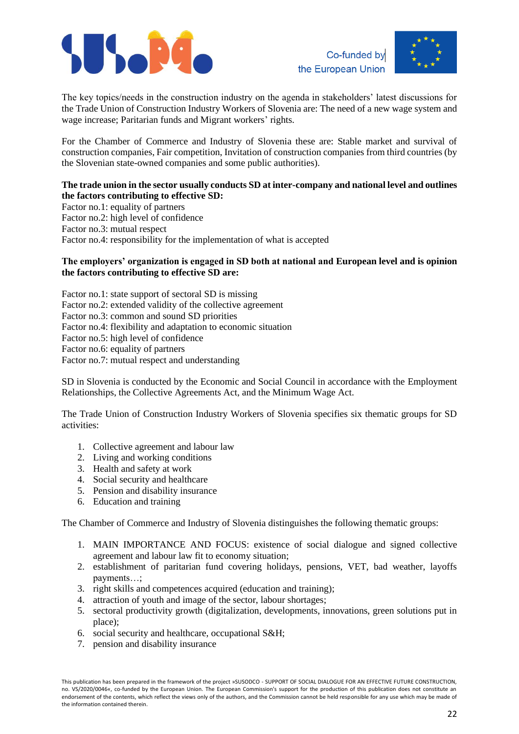The key topics/needs in the construction industry on the agenda in stakeholders' latest discussions for the Trade Union of Construction Industry Workers of Slovenia are: The need of a new wage system and wage increase; Paritarian funds and Migrant workers' rights.

For the Chamber of Commerce and Industry of Slovenia these are: Stable market and survival of construction companies, Fair competition, Invitation of construction companies from third countries (by the Slovenian state-owned companies and some public authorities).

**The trade union in the sector usually conducts SD at inter-company and national level and outlines the factors contributing to effective SD:**

Factor no.1: equality of partners
Factor no.2: high level of confidence
Factor no.3: mutual respect
Factor no.4: responsibility for the implementation of what is accepted

**The employers' organization is engaged in SD both at national and European level and is opinion the factors contributing to effective SD are:**

Factor no.1: state support of sectoral SD is missing
Factor no.2: extended validity of the collective agreement
Factor no.3: common and sound SD priorities
Factor no.4: flexibility and adaptation to economic situation
Factor no.5: high level of confidence
Factor no.6: equality of partners
Factor no.7: mutual respect and understanding

SD in Slovenia is conducted by the Economic and Social Council in accordance with the Employment Relationships, the Collective Agreements Act, and the Minimum Wage Act.

The Trade Union of Construction Industry Workers of Slovenia specifies six thematic groups for SD activities:

1. Collective agreement and labour law
2. Living and working conditions
3. Health and safety at work
4. Social security and healthcare
5. Pension and disability insurance
6. Education and training

The Chamber of Commerce and Industry of Slovenia distinguishes the following thematic groups:

1. MAIN IMPORTANCE AND FOCUS: existence of social dialogue and signed collective agreement and labour law fit to economy situation;
2. establishment of paritarian fund covering holidays, pensions, VET, bad weather, layoffs payments…;
3. right skills and competences acquired (education and training);
4. attraction of youth and image of the sector, labour shortages;
5. sectoral productivity growth (digitalization, developments, innovations, green solutions put in place);
6. social security and healthcare, occupational S&H;
7. pension and disability insurance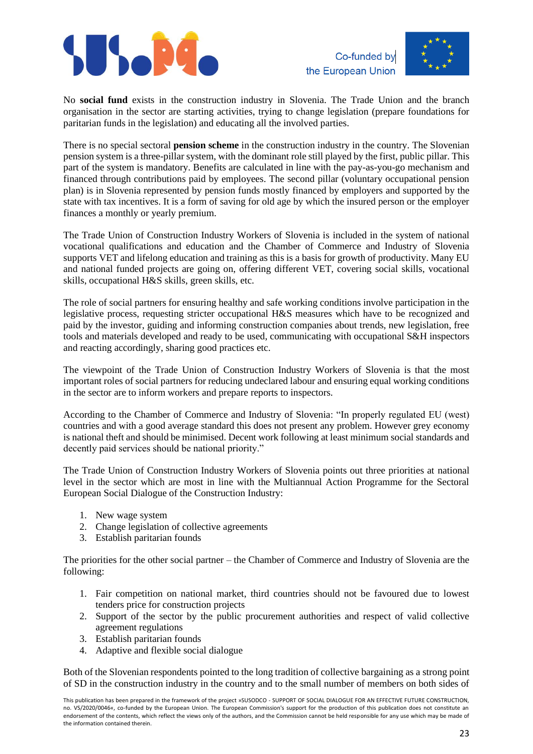No **social fund** exists in the construction industry in Slovenia. The Trade Union and the branch organisation in the sector are starting activities, trying to change legislation (prepare foundations for paritarian funds in the legislation) and educating all the involved parties.

There is no special sectoral **pension scheme** in the construction industry in the country. The Slovenian pension system is a three-pillar system, with the dominant role still played by the first, public pillar. This part of the system is mandatory. Benefits are calculated in line with the pay-as-you-go mechanism and financed through contributions paid by employees. The second pillar (voluntary occupational pension plan) is in Slovenia represented by pension funds mostly financed by employers and supported by the state with tax incentives. It is a form of saving for old age by which the insured person or the employer finances a monthly or yearly premium.

The Trade Union of Construction Industry Workers of Slovenia is included in the system of national vocational qualifications and education and the Chamber of Commerce and Industry of Slovenia supports VET and lifelong education and training as this is a basis for growth of productivity. Many EU and national funded projects are going on, offering different VET, covering social skills, vocational skills, occupational H&S skills, green skills, etc.

The role of social partners for ensuring healthy and safe working conditions involve participation in the legislative process, requesting stricter occupational H&S measures which have to be recognized and paid by the investor, guiding and informing construction companies about trends, new legislation, free tools and materials developed and ready to be used, communicating with occupational S&H inspectors and reacting accordingly, sharing good practices etc.

The viewpoint of the Trade Union of Construction Industry Workers of Slovenia is that the most important roles of social partners for reducing undeclared labour and ensuring equal working conditions in the sector are to inform workers and prepare reports to inspectors.

According to the Chamber of Commerce and Industry of Slovenia: "In properly regulated EU (west) countries and with a good average standard this does not present any problem. However grey economy is national theft and should be minimised. Decent work following at least minimum social standards and decently paid services should be national priority."

The Trade Union of Construction Industry Workers of Slovenia points out three priorities at national level in the sector which are most in line with the Multiannual Action Programme for the Sectoral European Social Dialogue of the Construction Industry:

1. New wage system
2. Change legislation of collective agreements
3. Establish paritarian founds

The priorities for the other social partner – the Chamber of Commerce and Industry of Slovenia are the following:

1. Fair competition on national market, third countries should not be favoured due to lowest tenders price for construction projects
2. Support of the sector by the public procurement authorities and respect of valid collective agreement regulations
3. Establish paritarian founds
4. Adaptive and flexible social dialogue

Both of the Slovenian respondents pointed to the long tradition of collective bargaining as a strong point of SD in the construction industry in the country and to the small number of members on both sides of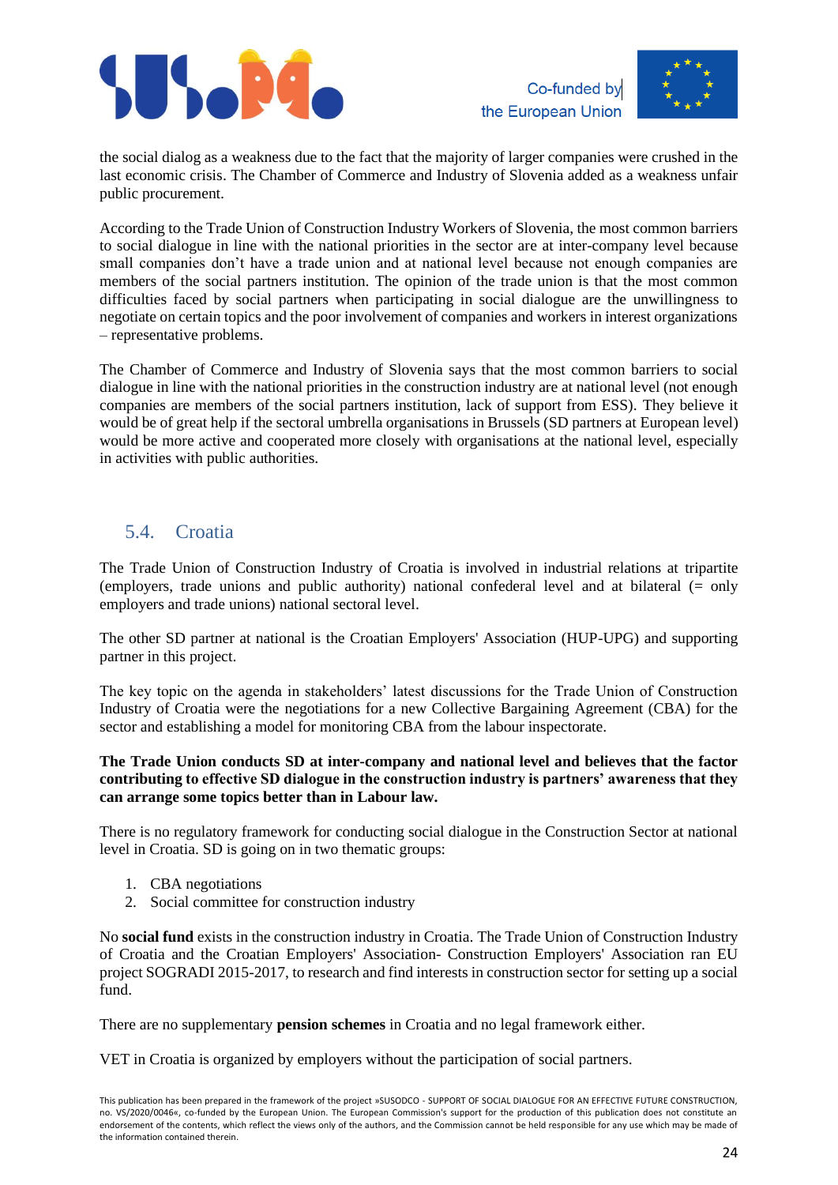the social dialog as a weakness due to the fact that the majority of larger companies were crushed in the last economic crisis. The Chamber of Commerce and Industry of Slovenia added as a weakness unfair public procurement.

According to the Trade Union of Construction Industry Workers of Slovenia, the most common barriers to social dialogue in line with the national priorities in the sector are at inter-company level because small companies don't have a trade union and at national level because not enough companies are members of the social partners institution. The opinion of the trade union is that the most common difficulties faced by social partners when participating in social dialogue are the unwillingness to negotiate on certain topics and the poor involvement of companies and workers in interest organizations – representative problems.

The Chamber of Commerce and Industry of Slovenia says that the most common barriers to social dialogue in line with the national priorities in the construction industry are at national level (not enough companies are members of the social partners institution, lack of support from ESS). They believe it would be of great help if the sectoral umbrella organisations in Brussels (SD partners at European level) would be more active and cooperated more closely with organisations at the national level, especially in activities with public authorities.

## 5.4. Croatia

The Trade Union of Construction Industry of Croatia is involved in industrial relations at tripartite (employers, trade unions and public authority) national confederal level and at bilateral (= only employers and trade unions) national sectoral level.

The other SD partner at national is the Croatian Employers' Association (HUP-UPG) and supporting partner in this project.

The key topic on the agenda in stakeholders' latest discussions for the Trade Union of Construction Industry of Croatia were the negotiations for a new Collective Bargaining Agreement (CBA) for the sector and establishing a model for monitoring CBA from the labour inspectorate.

**The Trade Union conducts SD at inter-company and national level and believes that the factor contributing to effective SD dialogue in the construction industry is partners' awareness that they can arrange some topics better than in Labour law.**

There is no regulatory framework for conducting social dialogue in the Construction Sector at national level in Croatia. SD is going on in two thematic groups:

1. CBA negotiations
2. Social committee for construction industry

No **social fund** exists in the construction industry in Croatia. The Trade Union of Construction Industry of Croatia and the Croatian Employers' Association- Construction Employers' Association ran EU project SOGRADI 2015-2017, to research and find interests in construction sector for setting up a social fund.

There are no supplementary **pension schemes** in Croatia and no legal framework either.

VET in Croatia is organized by employers without the participation of social partners.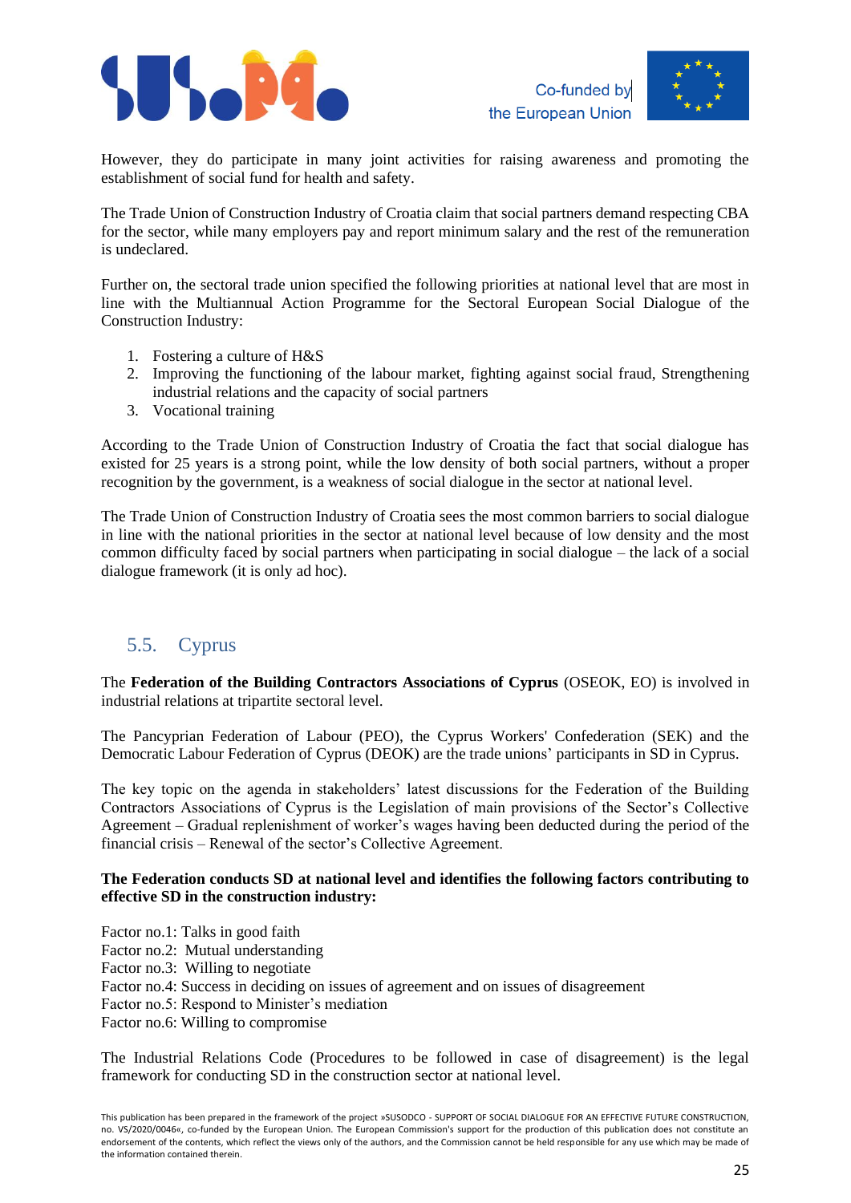However, they do participate in many joint activities for raising awareness and promoting the establishment of social fund for health and safety.

The Trade Union of Construction Industry of Croatia claim that social partners demand respecting CBA for the sector, while many employers pay and report minimum salary and the rest of the remuneration is undeclared.

Further on, the sectoral trade union specified the following priorities at national level that are most in line with the Multiannual Action Programme for the Sectoral European Social Dialogue of the Construction Industry:

1. Fostering a culture of H&S
2. Improving the functioning of the labour market, fighting against social fraud, Strengthening industrial relations and the capacity of social partners
3. Vocational training

According to the Trade Union of Construction Industry of Croatia the fact that social dialogue has existed for 25 years is a strong point, while the low density of both social partners, without a proper recognition by the government, is a weakness of social dialogue in the sector at national level.

The Trade Union of Construction Industry of Croatia sees the most common barriers to social dialogue in line with the national priorities in the sector at national level because of low density and the most common difficulty faced by social partners when participating in social dialogue – the lack of a social dialogue framework (it is only ad hoc).

## 5.5. Cyprus

The **Federation of the Building Contractors Associations of Cyprus** (OSEOK, EO) is involved in industrial relations at tripartite sectoral level.

The Pancyprian Federation of Labour (PEO), the Cyprus Workers' Confederation (SEK) and the Democratic Labour Federation of Cyprus (DEOK) are the trade unions' participants in SD in Cyprus.

The key topic on the agenda in stakeholders' latest discussions for the Federation of the Building Contractors Associations of Cyprus is the Legislation of main provisions of the Sector's Collective Agreement – Gradual replenishment of worker's wages having been deducted during the period of the financial crisis – Renewal of the sector's Collective Agreement.

**The Federation conducts SD at national level and identifies the following factors contributing to effective SD in the construction industry:**

Factor no.1: Talks in good faith
Factor no.2: Mutual understanding
Factor no.3: Willing to negotiate
Factor no.4: Success in deciding on issues of agreement and on issues of disagreement
Factor no.5: Respond to Minister's mediation
Factor no.6: Willing to compromise

The Industrial Relations Code (Procedures to be followed in case of disagreement) is the legal framework for conducting SD in the construction sector at national level.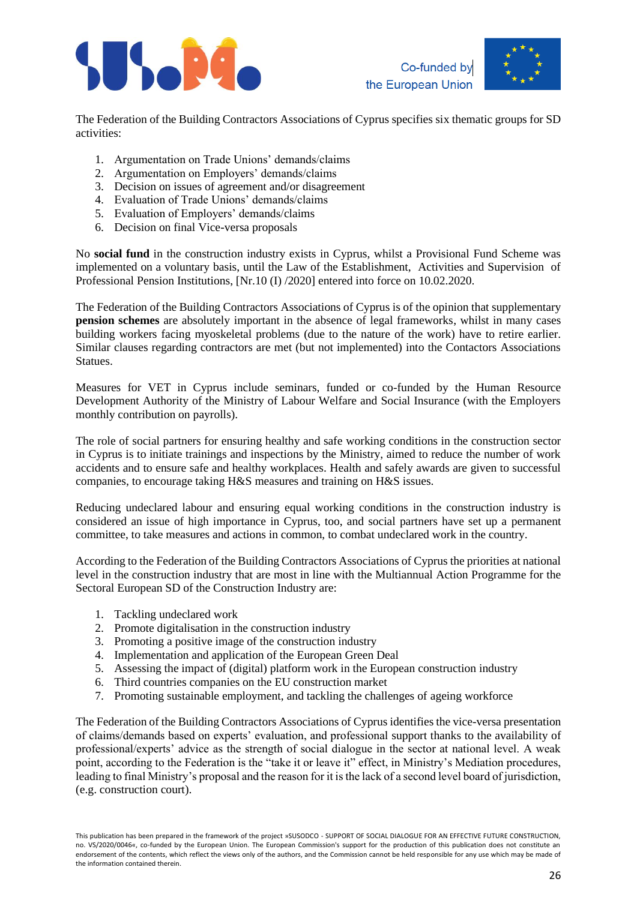The Federation of the Building Contractors Associations of Cyprus specifies six thematic groups for SD activities:

1. Argumentation on Trade Unions' demands/claims
2. Argumentation on Employers' demands/claims
3. Decision on issues of agreement and/or disagreement
4. Evaluation of Trade Unions' demands/claims
5. Evaluation of Employers' demands/claims
6. Decision on final Vice-versa proposals

No **social fund** in the construction industry exists in Cyprus, whilst a Provisional Fund Scheme was implemented on a voluntary basis, until the Law of the Establishment, Activities and Supervision of Professional Pension Institutions, [Nr.10 (I) /2020] entered into force on 10.02.2020.

The Federation of the Building Contractors Associations of Cyprus is of the opinion that supplementary **pension schemes** are absolutely important in the absence of legal frameworks, whilst in many cases building workers facing myoskeletal problems (due to the nature of the work) have to retire earlier. Similar clauses regarding contractors are met (but not implemented) into the Contactors Associations Statues.

Measures for VET in Cyprus include seminars, funded or co-funded by the Human Resource Development Authority of the Ministry of Labour Welfare and Social Insurance (with the Employers monthly contribution on payrolls).

The role of social partners for ensuring healthy and safe working conditions in the construction sector in Cyprus is to initiate trainings and inspections by the Ministry, aimed to reduce the number of work accidents and to ensure safe and healthy workplaces. Health and safely awards are given to successful companies, to encourage taking H&S measures and training on H&S issues.

Reducing undeclared labour and ensuring equal working conditions in the construction industry is considered an issue of high importance in Cyprus, too, and social partners have set up a permanent committee, to take measures and actions in common, to combat undeclared work in the country.

According to the Federation of the Building Contractors Associations of Cyprus the priorities at national level in the construction industry that are most in line with the Multiannual Action Programme for the Sectoral European SD of the Construction Industry are:

1. Tackling undeclared work
2. Promote digitalisation in the construction industry
3. Promoting a positive image of the construction industry
4. Implementation and application of the European Green Deal
5. Assessing the impact of (digital) platform work in the European construction industry
6. Third countries companies on the EU construction market
7. Promoting sustainable employment, and tackling the challenges of ageing workforce

The Federation of the Building Contractors Associations of Cyprus identifies the vice-versa presentation of claims/demands based on experts' evaluation, and professional support thanks to the availability of professional/experts' advice as the strength of social dialogue in the sector at national level. A weak point, according to the Federation is the "take it or leave it" effect, in Ministry's Mediation procedures, leading to final Ministry's proposal and the reason for it is the lack of a second level board of jurisdiction, (e.g. construction court).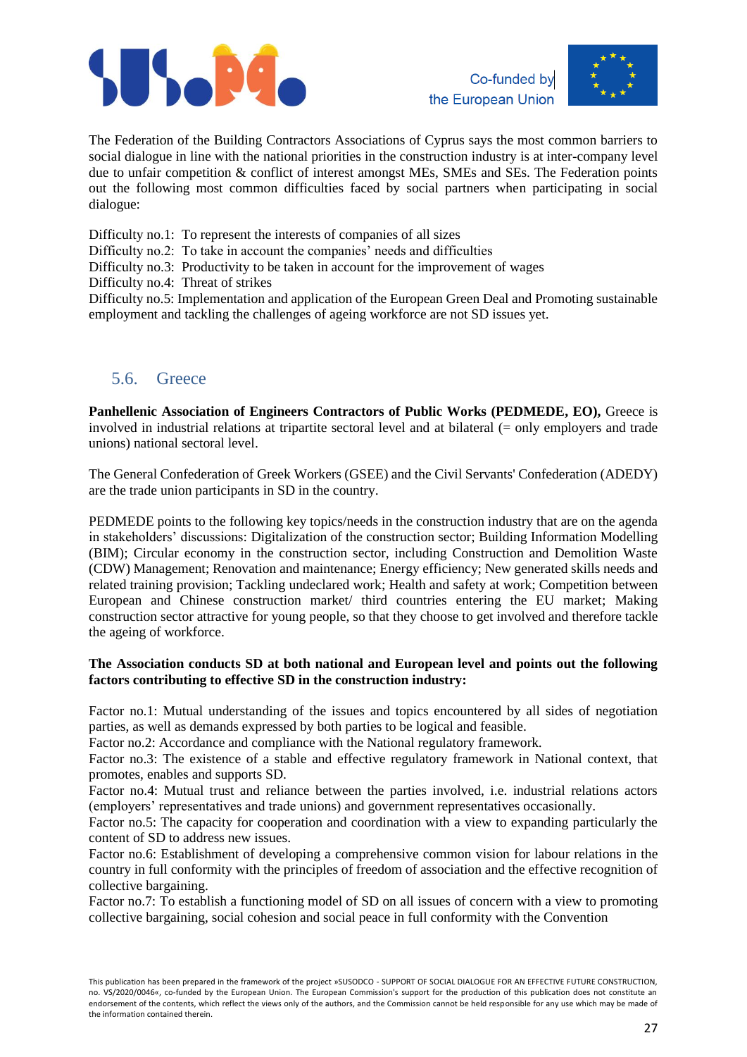The Federation of the Building Contractors Associations of Cyprus says the most common barriers to social dialogue in line with the national priorities in the construction industry is at inter-company level due to unfair competition & conflict of interest amongst MEs, SMEs and SEs. The Federation points out the following most common difficulties faced by social partners when participating in social dialogue:

Difficulty no.1: To represent the interests of companies of all sizes
Difficulty no.2: To take in account the companies' needs and difficulties
Difficulty no.3: Productivity to be taken in account for the improvement of wages
Difficulty no.4: Threat of strikes
Difficulty no.5: Implementation and application of the European Green Deal and Promoting sustainable employment and tackling the challenges of ageing workforce are not SD issues yet.

## 5.6. Greece

**Panhellenic Association of Engineers Contractors of Public Works (PEDMEDE, EO),** Greece is involved in industrial relations at tripartite sectoral level and at bilateral (= only employers and trade unions) national sectoral level.

The General Confederation of Greek Workers (GSEE) and the Civil Servants' Confederation (ADEDY) are the trade union participants in SD in the country.

PEDMEDE points to the following key topics/needs in the construction industry that are on the agenda in stakeholders' discussions: Digitalization of the construction sector; Building Information Modelling (BIM); Circular economy in the construction sector, including Construction and Demolition Waste (CDW) Management; Renovation and maintenance; Energy efficiency; New generated skills needs and related training provision; Tackling undeclared work; Health and safety at work; Competition between European and Chinese construction market/ third countries entering the EU market; Making construction sector attractive for young people, so that they choose to get involved and therefore tackle the ageing of workforce.

**The Association conducts SD at both national and European level and points out the following factors contributing to effective SD in the construction industry:**

Factor no.1: Mutual understanding of the issues and topics encountered by all sides of negotiation parties, as well as demands expressed by both parties to be logical and feasible.
Factor no.2: Accordance and compliance with the National regulatory framework.
Factor no.3: The existence of a stable and effective regulatory framework in National context, that promotes, enables and supports SD.
Factor no.4: Mutual trust and reliance between the parties involved, i.e. industrial relations actors (employers' representatives and trade unions) and government representatives occasionally.
Factor no.5: The capacity for cooperation and coordination with a view to expanding particularly the content of SD to address new issues.
Factor no.6: Establishment of developing a comprehensive common vision for labour relations in the country in full conformity with the principles of freedom of association and the effective recognition of collective bargaining.
Factor no.7: To establish a functioning model of SD on all issues of concern with a view to promoting collective bargaining, social cohesion and social peace in full conformity with the Convention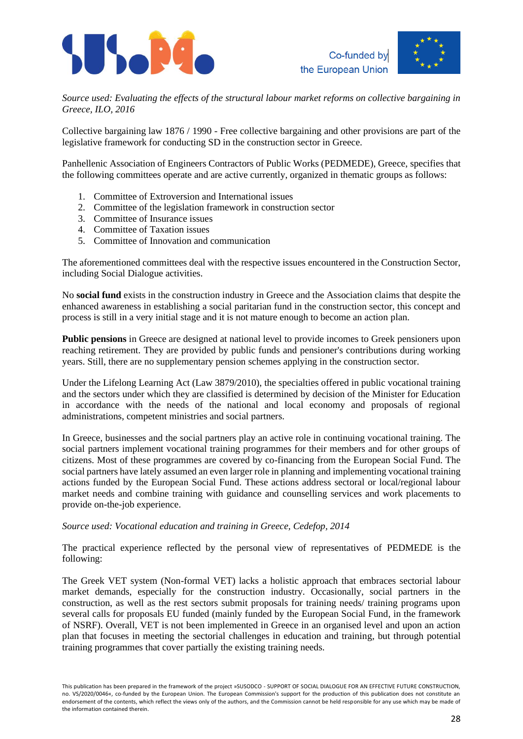*Source used: Evaluating the effects of the structural labour market reforms on collective bargaining in Greece, ILO, 2016*

Collective bargaining law 1876 / 1990 - Free collective bargaining and other provisions are part of the legislative framework for conducting SD in the construction sector in Greece.

Panhellenic Association of Engineers Contractors of Public Works (PEDMEDE), Greece, specifies that the following committees operate and are active currently, organized in thematic groups as follows:

1. Committee of Extroversion and International issues
2. Committee of the legislation framework in construction sector
3. Committee of Insurance issues
4. Committee of Taxation issues
5. Committee of Innovation and communication

The aforementioned committees deal with the respective issues encountered in the Construction Sector, including Social Dialogue activities.

No **social fund** exists in the construction industry in Greece and the Association claims that despite the enhanced awareness in establishing a social paritarian fund in the construction sector, this concept and process is still in a very initial stage and it is not mature enough to become an action plan.

**Public pensions** in Greece are designed at national level to provide incomes to Greek pensioners upon reaching retirement. They are provided by public funds and pensioner's contributions during working years. Still, there are no supplementary pension schemes applying in the construction sector.

Under the Lifelong Learning Act (Law 3879/2010), the specialties offered in public vocational training and the sectors under which they are classified is determined by decision of the Minister for Education in accordance with the needs of the national and local economy and proposals of regional administrations, competent ministries and social partners.

In Greece, businesses and the social partners play an active role in continuing vocational training. The social partners implement vocational training programmes for their members and for other groups of citizens. Most of these programmes are covered by co-financing from the European Social Fund. The social partners have lately assumed an even larger role in planning and implementing vocational training actions funded by the European Social Fund. These actions address sectoral or local/regional labour market needs and combine training with guidance and counselling services and work placements to provide on-the-job experience.

*Source used: Vocational education and training in Greece, Cedefop, 2014*

The practical experience reflected by the personal view of representatives of PEDMEDE is the following:

The Greek VET system (Non-formal VET) lacks a holistic approach that embraces sectorial labour market demands, especially for the construction industry. Occasionally, social partners in the construction, as well as the rest sectors submit proposals for training needs/ training programs upon several calls for proposals EU funded (mainly funded by the European Social Fund, in the framework of NSRF). Overall, VET is not been implemented in Greece in an organised level and upon an action plan that focuses in meeting the sectorial challenges in education and training, but through potential training programmes that cover partially the existing training needs.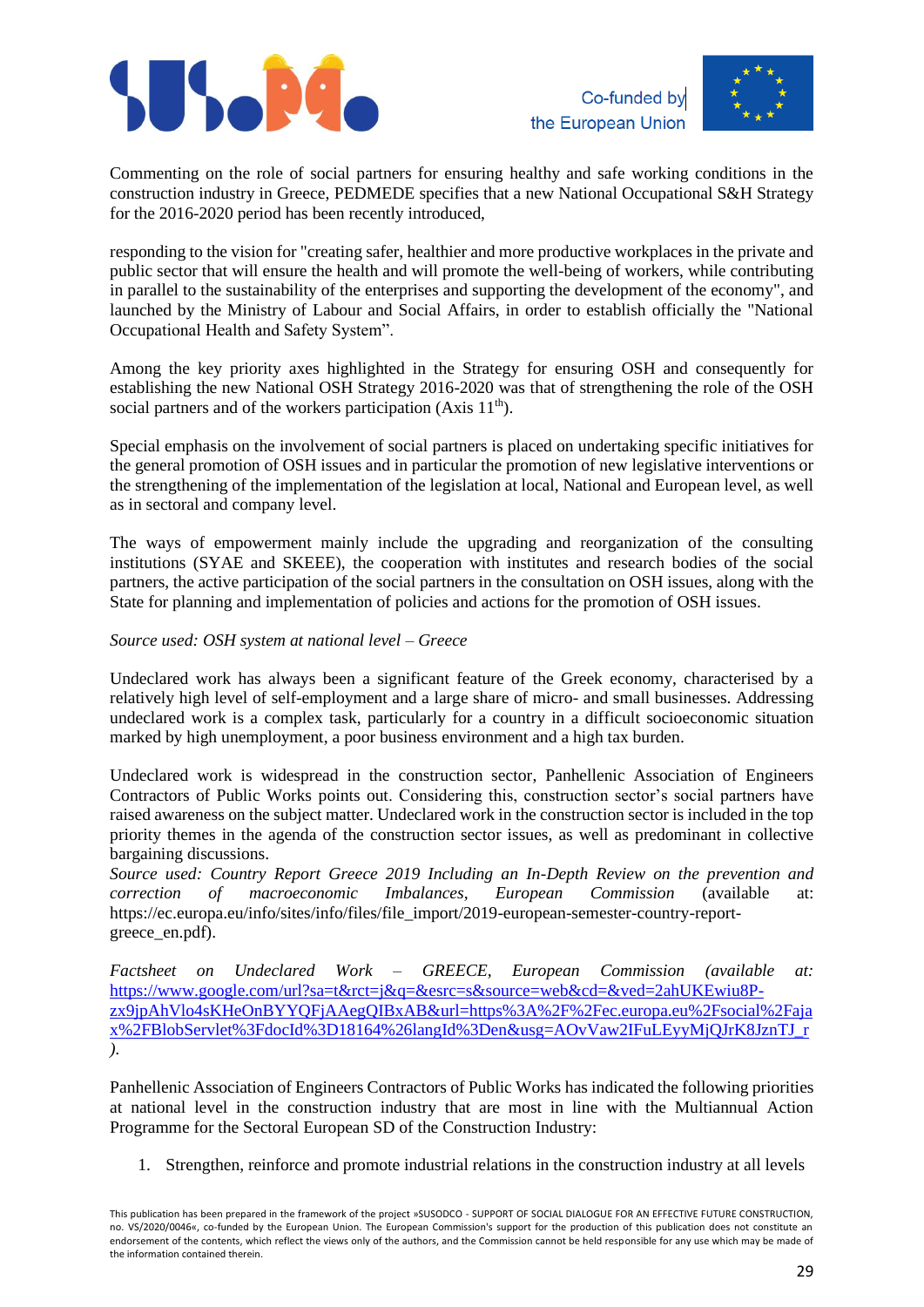Commenting on the role of social partners for ensuring healthy and safe working conditions in the construction industry in Greece, PEDMEDE specifies that a new National Occupational S&H Strategy for the 2016-2020 period has been recently introduced,

responding to the vision for "creating safer, healthier and more productive workplaces in the private and public sector that will ensure the health and will promote the well-being of workers, while contributing in parallel to the sustainability of the enterprises and supporting the development of the economy", and launched by the Ministry of Labour and Social Affairs, in order to establish officially the "National Occupational Health and Safety System".

Among the key priority axes highlighted in the Strategy for ensuring OSH and consequently for establishing the new National OSH Strategy 2016-2020 was that of strengthening the role of the OSH social partners and of the workers participation (Axis 11th).

Special emphasis on the involvement of social partners is placed on undertaking specific initiatives for the general promotion of OSH issues and in particular the promotion of new legislative interventions or the strengthening of the implementation of the legislation at local, National and European level, as well as in sectoral and company level.

The ways of empowerment mainly include the upgrading and reorganization of the consulting institutions (SYAE and SKEEE), the cooperation with institutes and research bodies of the social partners, the active participation of the social partners in the consultation on OSH issues, along with the State for planning and implementation of policies and actions for the promotion of OSH issues.

*Source used: OSH system at national level – Greece*

Undeclared work has always been a significant feature of the Greek economy, characterised by a relatively high level of self-employment and a large share of micro- and small businesses. Addressing undeclared work is a complex task, particularly for a country in a difficult socioeconomic situation marked by high unemployment, a poor business environment and a high tax burden.

Undeclared work is widespread in the construction sector, Panhellenic Association of Engineers Contractors of Public Works points out. Considering this, construction sector's social partners have raised awareness on the subject matter. Undeclared work in the construction sector is included in the top priority themes in the agenda of the construction sector issues, as well as predominant in collective bargaining discussions.
*Source used: Country Report Greece 2019 Including an In-Depth Review on the prevention and correction of macroeconomic Imbalances, European Commission* (available at: https://ec.europa.eu/info/sites/info/files/file_import/2019-european-semester-country-report-greece_en.pdf).

*Factsheet on Undeclared Work – GREECE, European Commission (available at:* [https://www.google.com/url?sa=t&rct=j&q=&esrc=s&source=web&cd=&ved=2ahUKEwiu8P-zx9jpAhVlo4sKHeOnBYYQFjAAegQIBxAB&url=https%3A%2F%2Fec.europa.eu%2Fsocial%2FajaX%2FBlobServlet%3FdocId%3D18164%26langId%3Den&usg=AOvVaw2IFuLEyyMjQJrK8JznTJ_r](https://www.google.com/url?sa=t&rct=j&q=&esrc=s&source=web&cd=&ved=2ahUKEwiu8P-zx9jpAhVlo4sKHeOnBYYQFjAAegQIBxAB&url=https%3A%2F%2Fec.europa.eu%2Fsocial%2FajaX%2FBlobServlet%3FdocId%3D18164%26langId%3Den&usg=AOvVaw2IFuLEyyMjQJrK8JznTJ_r)
*).*

Panhellenic Association of Engineers Contractors of Public Works has indicated the following priorities at national level in the construction industry that are most in line with the Multiannual Action Programme for the Sectoral European SD of the Construction Industry:

1. Strengthen, reinforce and promote industrial relations in the construction industry at all levels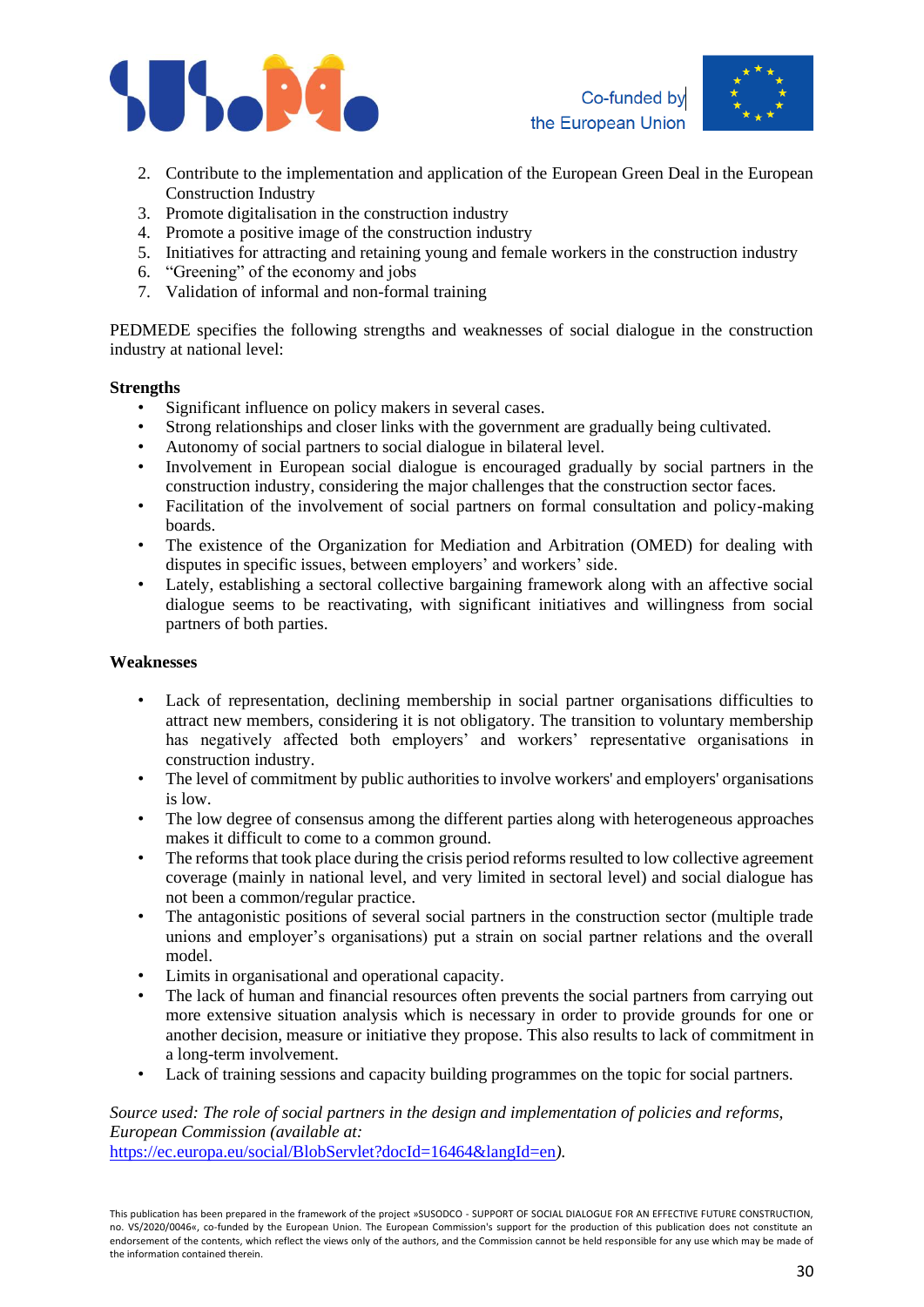2. Contribute to the implementation and application of the European Green Deal in the European Construction Industry
3. Promote digitalisation in the construction industry
4. Promote a positive image of the construction industry
5. Initiatives for attracting and retaining young and female workers in the construction industry
6. “Greening” of the economy and jobs
7. Validation of informal and non-formal training

PEDMEDE specifies the following strengths and weaknesses of social dialogue in the construction industry at national level:

**Strengths**

- Significant influence on policy makers in several cases.
- Strong relationships and closer links with the government are gradually being cultivated.
- Autonomy of social partners to social dialogue in bilateral level.
- Involvement in European social dialogue is encouraged gradually by social partners in the construction industry, considering the major challenges that the construction sector faces.
- Facilitation of the involvement of social partners on formal consultation and policy-making boards.
- The existence of the Organization for Mediation and Arbitration (OMED) for dealing with disputes in specific issues, between employers’ and workers’ side.
- Lately, establishing a sectoral collective bargaining framework along with an affective social dialogue seems to be reactivating, with significant initiatives and willingness from social partners of both parties.

**Weaknesses**

- Lack of representation, declining membership in social partner organisations difficulties to attract new members, considering it is not obligatory. The transition to voluntary membership has negatively affected both employers’ and workers’ representative organisations in construction industry.
- The level of commitment by public authorities to involve workers' and employers' organisations is low.
- The low degree of consensus among the different parties along with heterogeneous approaches makes it difficult to come to a common ground.
- The reforms that took place during the crisis period resulted to low collective agreement coverage (mainly in national level, and very limited in sectoral level) and social dialogue has not been a common/regular practice.
- The antagonistic positions of several social partners in the construction sector (multiple trade unions and employer’s organisations) put a strain on social partner relations and the overall model.
- Limits in organisational and operational capacity.
- The lack of human and financial resources often prevents the social partners from carrying out more extensive situation analysis which is necessary in order to provide grounds for one or another decision, measure or initiative they propose. This also results to lack of commitment in a long-term involvement.
- Lack of training sessions and capacity building programmes on the topic for social partners.

*Source used: The role of social partners in the design and implementation of policies and reforms, European Commission (available at:* https://ec.europa.eu/social/BlobServlet?docId=16464&langId=en*).*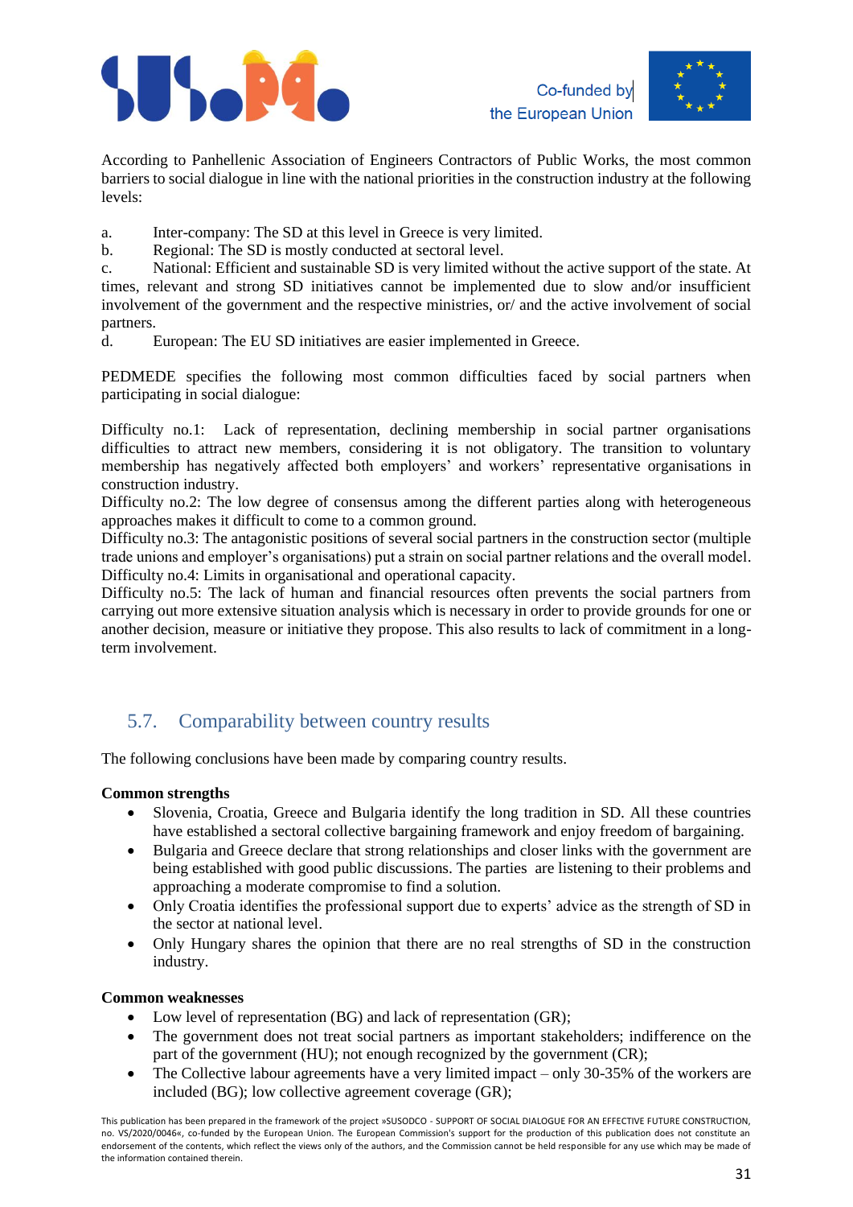According to Panhellenic Association of Engineers Contractors of Public Works, the most common barriers to social dialogue in line with the national priorities in the construction industry at the following levels:

a. Inter-company: The SD at this level in Greece is very limited.
b. Regional: The SD is mostly conducted at sectoral level.
c. National: Efficient and sustainable SD is very limited without the active support of the state. At times, relevant and strong SD initiatives cannot be implemented due to slow and/or insufficient involvement of the government and the respective ministries, or/ and the active involvement of social partners.
d. European: The EU SD initiatives are easier implemented in Greece.

PEDMEDE specifies the following most common difficulties faced by social partners when participating in social dialogue:

Difficulty no.1: Lack of representation, declining membership in social partner organisations difficulties to attract new members, considering it is not obligatory. The transition to voluntary membership has negatively affected both employers' and workers' representative organisations in construction industry.
Difficulty no.2: The low degree of consensus among the different parties along with heterogeneous approaches makes it difficult to come to a common ground.
Difficulty no.3: The antagonistic positions of several social partners in the construction sector (multiple trade unions and employer's organisations) put a strain on social partner relations and the overall model.
Difficulty no.4: Limits in organisational and operational capacity.
Difficulty no.5: The lack of human and financial resources often prevents the social partners from carrying out more extensive situation analysis which is necessary in order to provide grounds for one or another decision, measure or initiative they propose. This also results to lack of commitment in a long-term involvement.

## 5.7. Comparability between country results

The following conclusions have been made by comparing country results.

**Common strengths**

- Slovenia, Croatia, Greece and Bulgaria identify the long tradition in SD. All these countries have established a sectoral collective bargaining framework and enjoy freedom of bargaining.
- Bulgaria and Greece declare that strong relationships and closer links with the government are being established with good public discussions. The parties are listening to their problems and approaching a moderate compromise to find a solution.
- Only Croatia identifies the professional support due to experts' advice as the strength of SD in the sector at national level.
- Only Hungary shares the opinion that there are no real strengths of SD in the construction industry.

**Common weaknesses**

- Low level of representation (BG) and lack of representation (GR);
- The government does not treat social partners as important stakeholders; indifference on the part of the government (HU); not enough recognized by the government (CR);
- The Collective labour agreements have a very limited impact – only 30-35% of the workers are included (BG); low collective agreement coverage (GR);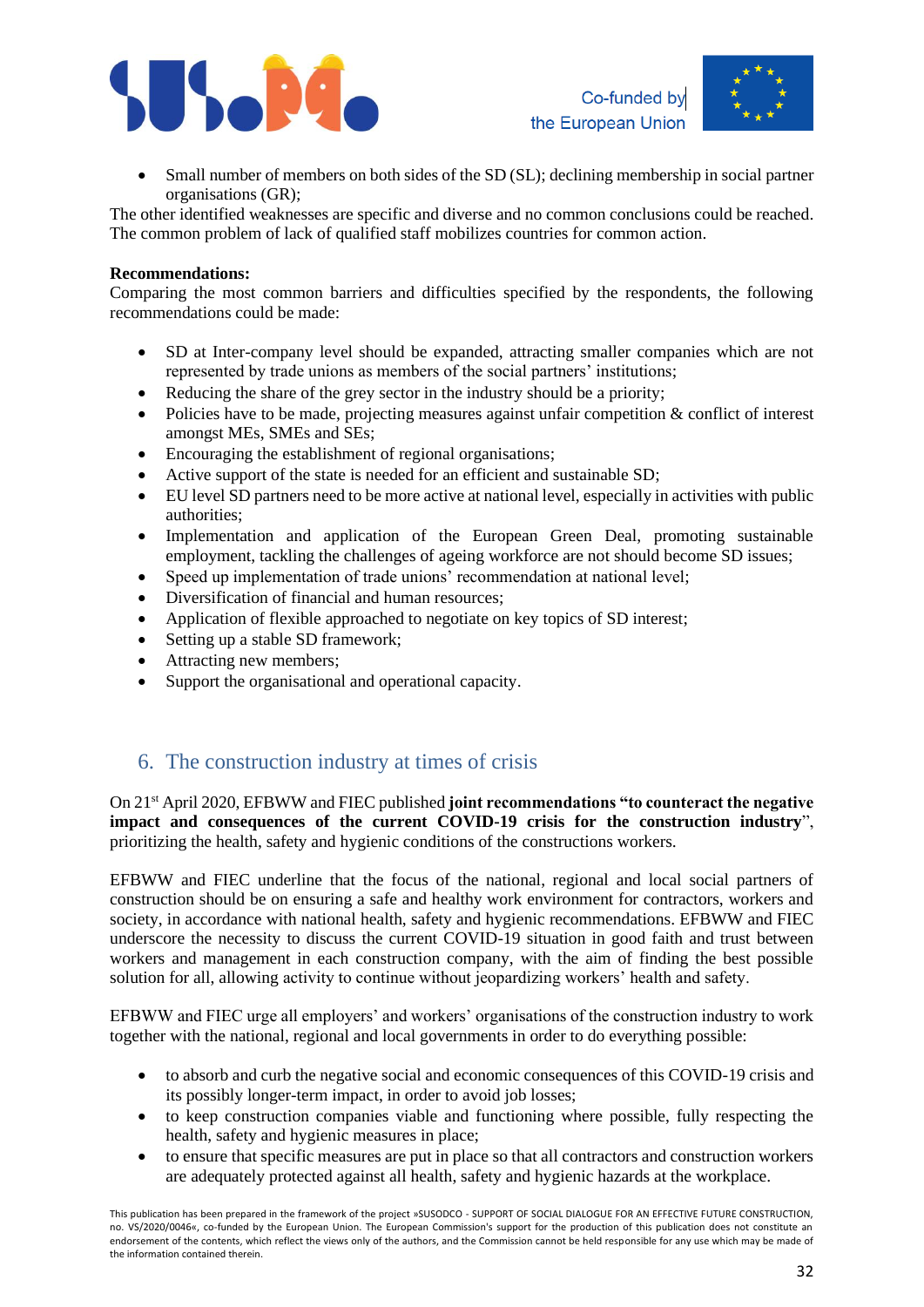- Small number of members on both sides of the SD (SL); declining membership in social partner organisations (GR);

The other identified weaknesses are specific and diverse and no common conclusions could be reached. The common problem of lack of qualified staff mobilizes countries for common action.

**Recommendations:**
Comparing the most common barriers and difficulties specified by the respondents, the following recommendations could be made:

- SD at Inter-company level should be expanded, attracting smaller companies which are not represented by trade unions as members of the social partners' institutions;
- Reducing the share of the grey sector in the industry should be a priority;
- Policies have to be made, projecting measures against unfair competition & conflict of interest amongst MEs, SMEs and SEs;
- Encouraging the establishment of regional organisations;
- Active support of the state is needed for an efficient and sustainable SD;
- EU level SD partners need to be more active at national level, especially in activities with public authorities;
- Implementation and application of the European Green Deal, promoting sustainable employment, tackling the challenges of ageing workforce are not should become SD issues;
- Speed up implementation of trade unions' recommendation at national level;
- Diversification of financial and human resources;
- Application of flexible approached to negotiate on key topics of SD interest;
- Setting up a stable SD framework;
- Attracting new members;
- Support the organisational and operational capacity.

## 6. The construction industry at times of crisis

On 21st April 2020, EFBWW and FIEC published **joint recommendations "to counteract the negative impact and consequences of the current COVID-19 crisis for the construction industry**", prioritizing the health, safety and hygienic conditions of the constructions workers.

EFBWW and FIEC underline that the focus of the national, regional and local social partners of construction should be on ensuring a safe and healthy work environment for contractors, workers and society, in accordance with national health, safety and hygienic recommendations. EFBWW and FIEC underscore the necessity to discuss the current COVID-19 situation in good faith and trust between workers and management in each construction company, with the aim of finding the best possible solution for all, allowing activity to continue without jeopardizing workers' health and safety.

EFBWW and FIEC urge all employers' and workers' organisations of the construction industry to work together with the national, regional and local governments in order to do everything possible:

- to absorb and curb the negative social and economic consequences of this COVID-19 crisis and its possibly longer-term impact, in order to avoid job losses;
- to keep construction companies viable and functioning where possible, fully respecting the health, safety and hygienic measures in place;
- to ensure that specific measures are put in place so that all contractors and construction workers are adequately protected against all health, safety and hygienic hazards at the workplace.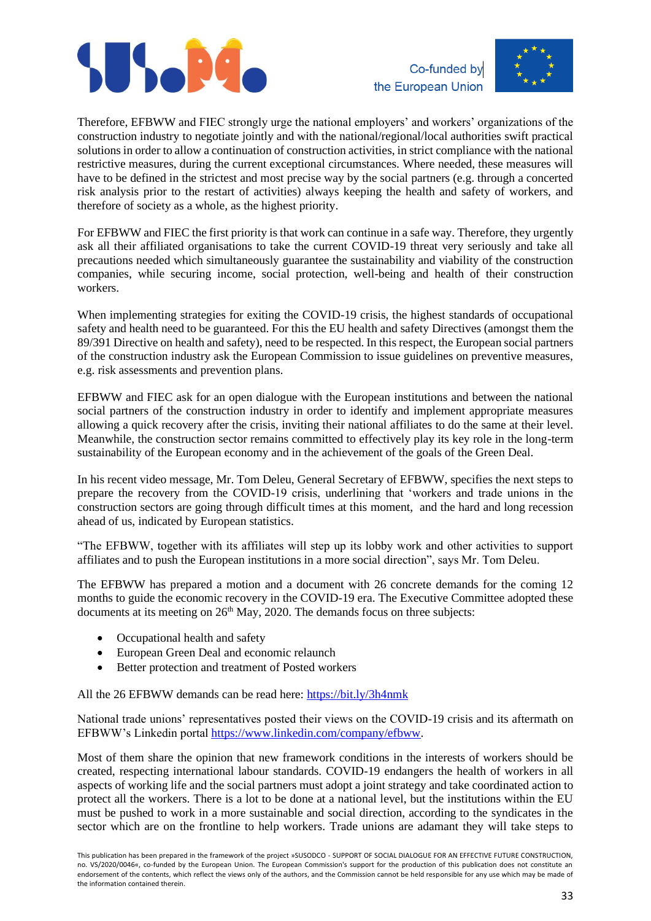Therefore, EFBWW and FIEC strongly urge the national employers' and workers' organizations of the construction industry to negotiate jointly and with the national/regional/local authorities swift practical solutions in order to allow a continuation of construction activities, in strict compliance with the national restrictive measures, during the current exceptional circumstances. Where needed, these measures will have to be defined in the strictest and most precise way by the social partners (e.g. through a concerted risk analysis prior to the restart of activities) always keeping the health and safety of workers, and therefore of society as a whole, as the highest priority.

For EFBWW and FIEC the first priority is that work can continue in a safe way. Therefore, they urgently ask all their affiliated organisations to take the current COVID-19 threat very seriously and take all precautions needed which simultaneously guarantee the sustainability and viability of the construction companies, while securing income, social protection, well-being and health of their construction workers.

When implementing strategies for exiting the COVID-19 crisis, the highest standards of occupational safety and health need to be guaranteed. For this the EU health and safety Directives (amongst them the 89/391 Directive on health and safety), need to be respected. In this respect, the European social partners of the construction industry ask the European Commission to issue guidelines on preventive measures, e.g. risk assessments and prevention plans.

EFBWW and FIEC ask for an open dialogue with the European institutions and between the national social partners of the construction industry in order to identify and implement appropriate measures allowing a quick recovery after the crisis, inviting their national affiliates to do the same at their level. Meanwhile, the construction sector remains committed to effectively play its key role in the long-term sustainability of the European economy and in the achievement of the goals of the Green Deal.

In his recent video message, Mr. Tom Deleu, General Secretary of EFBWW, specifies the next steps to prepare the recovery from the COVID-19 crisis, underlining that 'workers and trade unions in the construction sectors are going through difficult times at this moment, and the hard and long recession ahead of us, indicated by European statistics.

"The EFBWW, together with its affiliates will step up its lobby work and other activities to support affiliates and to push the European institutions in a more social direction", says Mr. Tom Deleu.

The EFBWW has prepared a motion and a document with 26 concrete demands for the coming 12 months to guide the economic recovery in the COVID-19 era. The Executive Committee adopted these documents at its meeting on 26th May, 2020. The demands focus on three subjects:

- Occupational health and safety
- European Green Deal and economic relaunch
- Better protection and treatment of Posted workers

All the 26 EFBWW demands can be read here: https://bit.ly/3h4nmk

National trade unions' representatives posted their views on the COVID-19 crisis and its aftermath on EFBWW's Linkedin portal https://www.linkedin.com/company/efbww.

Most of them share the opinion that new framework conditions in the interests of workers should be created, respecting international labour standards. COVID-19 endangers the health of workers in all aspects of working life and the social partners must adopt a joint strategy and take coordinated action to protect all the workers. There is a lot to be done at a national level, but the institutions within the EU must be pushed to work in a more sustainable and social direction, according to the syndicates in the sector which are on the frontline to help workers. Trade unions are adamant they will take steps to

This publication has been prepared in the framework of the project »SUSODCO - SUPPORT OF SOCIAL DIALOGUE FOR AN EFFECTIVE FUTURE CONSTRUCTION, no. VS/2020/0046«, co-funded by the European Union. The European Commission's support for the production of this publication does not constitute an endorsement of the contents, which reflect the views only of the authors, and the Commission cannot be held responsible for any use which may be made of the information contained therein.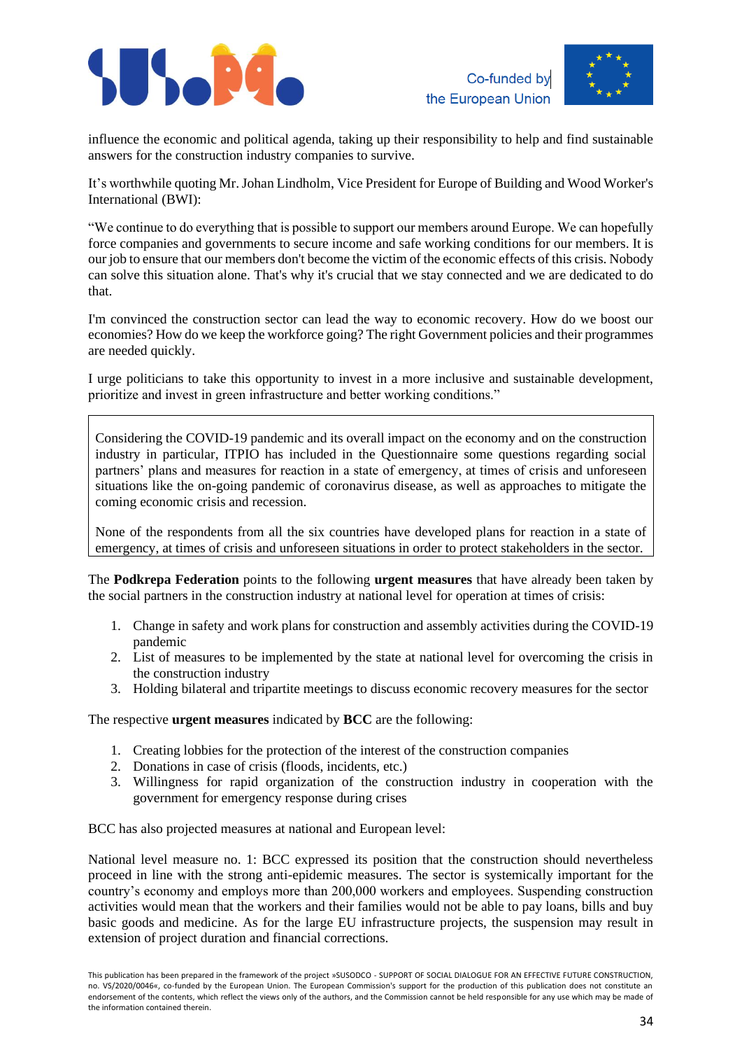influence the economic and political agenda, taking up their responsibility to help and find sustainable answers for the construction industry companies to survive.

It's worthwhile quoting Mr. Johan Lindholm, Vice President for Europe of Building and Wood Worker's International (BWI):

"We continue to do everything that is possible to support our members around Europe. We can hopefully force companies and governments to secure income and safe working conditions for our members. It is our job to ensure that our members don't become the victim of the economic effects of this crisis. Nobody can solve this situation alone. That's why it's crucial that we stay connected and we are dedicated to do that.

I'm convinced the construction sector can lead the way to economic recovery. How do we boost our economies? How do we keep the workforce going? The right Government policies and their programmes are needed quickly.

I urge politicians to take this opportunity to invest in a more inclusive and sustainable development, prioritize and invest in green infrastructure and better working conditions."

> Considering the COVID-19 pandemic and its overall impact on the economy and on the construction industry in particular, ITPIO has included in the Questionnaire some questions regarding social partners' plans and measures for reaction in a state of emergency, at times of crisis and unforeseen situations like the on-going pandemic of coronavirus disease, as well as approaches to mitigate the coming economic crisis and recession.
>
> None of the respondents from all the six countries have developed plans for reaction in a state of emergency, at times of crisis and unforeseen situations in order to protect stakeholders in the sector.

The **Podkrepa Federation** points to the following **urgent measures** that have already been taken by the social partners in the construction industry at national level for operation at times of crisis:

1. Change in safety and work plans for construction and assembly activities during the COVID-19 pandemic
2. List of measures to be implemented by the state at national level for overcoming the crisis in the construction industry
3. Holding bilateral and tripartite meetings to discuss economic recovery measures for the sector

The respective **urgent measures** indicated by **BCC** are the following:

1. Creating lobbies for the protection of the interest of the construction companies
2. Donations in case of crisis (floods, incidents, etc.)
3. Willingness for rapid organization of the construction industry in cooperation with the government for emergency response during crises

BCC has also projected measures at national and European level:

National level measure no. 1: BCC expressed its position that the construction should nevertheless proceed in line with the strong anti-epidemic measures. The sector is systemically important for the country's economy and employs more than 200,000 workers and employees. Suspending construction activities would mean that the workers and their families would not be able to pay loans, bills and buy basic goods and medicine. As for the large EU infrastructure projects, the suspension may result in extension of project duration and financial corrections.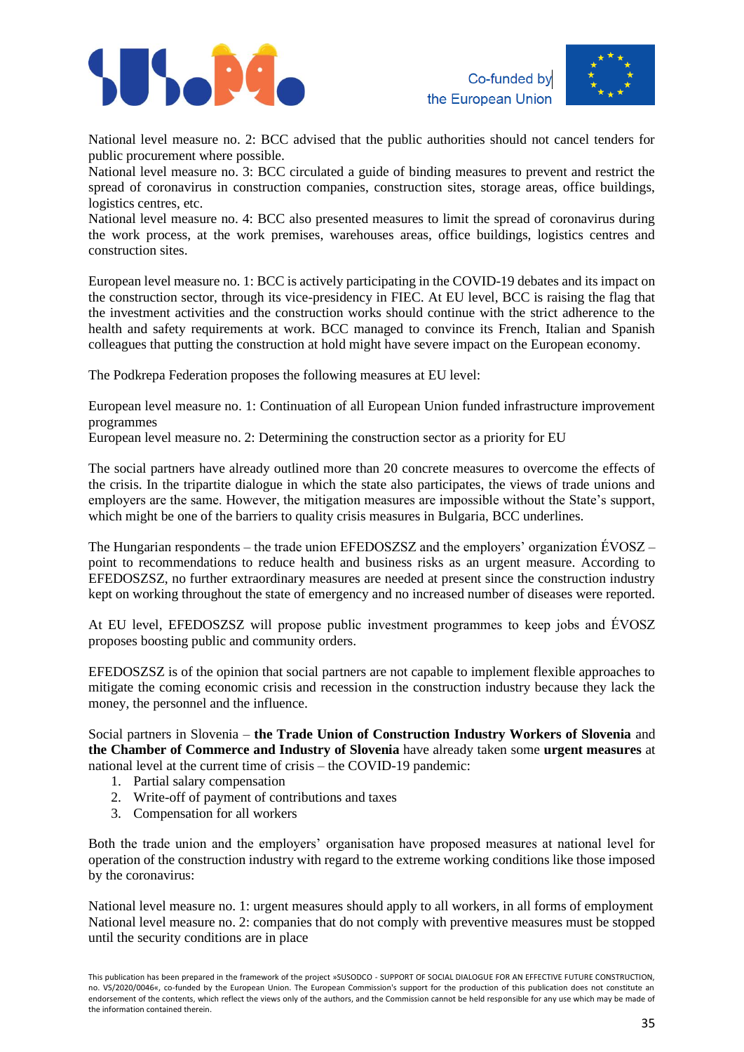National level measure no. 2: BCC advised that the public authorities should not cancel tenders for public procurement where possible.
National level measure no. 3: BCC circulated a guide of binding measures to prevent and restrict the spread of coronavirus in construction companies, construction sites, storage areas, office buildings, logistics centres, etc.
National level measure no. 4: BCC also presented measures to limit the spread of coronavirus during the work process, at the work premises, warehouses areas, office buildings, logistics centres and construction sites.

European level measure no. 1: BCC is actively participating in the COVID-19 debates and its impact on the construction sector, through its vice-presidency in FIEC. At EU level, BCC is raising the flag that the investment activities and the construction works should continue with the strict adherence to the health and safety requirements at work. BCC managed to convince its French, Italian and Spanish colleagues that putting the construction at hold might have severe impact on the European economy.

The Podkrepa Federation proposes the following measures at EU level:

European level measure no. 1: Continuation of all European Union funded infrastructure improvement programmes
European level measure no. 2: Determining the construction sector as a priority for EU

The social partners have already outlined more than 20 concrete measures to overcome the effects of the crisis. In the tripartite dialogue in which the state also participates, the views of trade unions and employers are the same. However, the mitigation measures are impossible without the State's support, which might be one of the barriers to quality crisis measures in Bulgaria, BCC underlines.

The Hungarian respondents – the trade union EFEDOSZSZ and the employers' organization ÉVOSZ – point to recommendations to reduce health and business risks as an urgent measure. According to EFEDOSZSZ, no further extraordinary measures are needed at present since the construction industry kept on working throughout the state of emergency and no increased number of diseases were reported.

At EU level, EFEDOSZSZ will propose public investment programmes to keep jobs and ÉVOSZ proposes boosting public and community orders.

EFEDOSZSZ is of the opinion that social partners are not capable to implement flexible approaches to mitigate the coming economic crisis and recession in the construction industry because they lack the money, the personnel and the influence.

Social partners in Slovenia – **the Trade Union of Construction Industry Workers of Slovenia** and **the Chamber of Commerce and Industry of Slovenia** have already taken some **urgent measures** at national level at the current time of crisis – the COVID-19 pandemic:

1. Partial salary compensation
2. Write-off of payment of contributions and taxes
3. Compensation for all workers

Both the trade union and the employers' organisation have proposed measures at national level for operation of the construction industry with regard to the extreme working conditions like those imposed by the coronavirus:

National level measure no. 1: urgent measures should apply to all workers, in all forms of employment
National level measure no. 2: companies that do not comply with preventive measures must be stopped until the security conditions are in place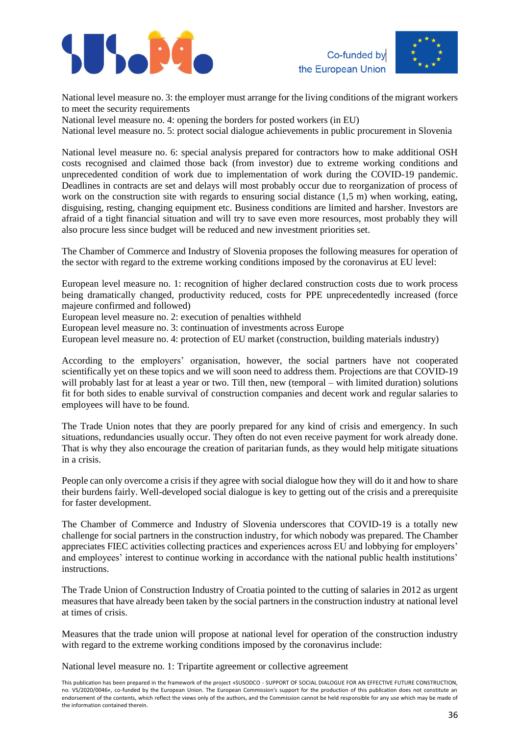National level measure no. 3: the employer must arrange for the living conditions of the migrant workers to meet the security requirements
National level measure no. 4: opening the borders for posted workers (in EU)
National level measure no. 5: protect social dialogue achievements in public procurement in Slovenia

National level measure no. 6: special analysis prepared for contractors how to make additional OSH costs recognised and claimed those back (from investor) due to extreme working conditions and unprecedented condition of work due to implementation of work during the COVID-19 pandemic. Deadlines in contracts are set and delays will most probably occur due to reorganization of process of work on the construction site with regards to ensuring social distance (1,5 m) when working, eating, disguising, resting, changing equipment etc. Business conditions are limited and harsher. Investors are afraid of a tight financial situation and will try to save even more resources, most probably they will also procure less since budget will be reduced and new investment priorities set.

The Chamber of Commerce and Industry of Slovenia proposes the following measures for operation of the sector with regard to the extreme working conditions imposed by the coronavirus at EU level:

European level measure no. 1: recognition of higher declared construction costs due to work process being dramatically changed, productivity reduced, costs for PPE unprecedentedly increased (force majeure confirmed and followed)
European level measure no. 2: execution of penalties withheld
European level measure no. 3: continuation of investments across Europe
European level measure no. 4: protection of EU market (construction, building materials industry)

According to the employers' organisation, however, the social partners have not cooperated scientifically yet on these topics and we will soon need to address them. Projections are that COVID-19 will probably last for at least a year or two. Till then, new (temporal – with limited duration) solutions fit for both sides to enable survival of construction companies and decent work and regular salaries to employees will have to be found.

The Trade Union notes that they are poorly prepared for any kind of crisis and emergency. In such situations, redundancies usually occur. They often do not even receive payment for work already done. That is why they also encourage the creation of paritarian funds, as they would help mitigate situations in a crisis.

People can only overcome a crisis if they agree with social dialogue how they will do it and how to share their burdens fairly. Well-developed social dialogue is key to getting out of the crisis and a prerequisite for faster development.

The Chamber of Commerce and Industry of Slovenia underscores that COVID-19 is a totally new challenge for social partners in the construction industry, for which nobody was prepared. The Chamber appreciates FIEC activities collecting practices and experiences across EU and lobbying for employers' and employees' interest to continue working in accordance with the national public health institutions' instructions.

The Trade Union of Construction Industry of Croatia pointed to the cutting of salaries in 2012 as urgent measures that have already been taken by the social partners in the construction industry at national level at times of crisis.

Measures that the trade union will propose at national level for operation of the construction industry with regard to the extreme working conditions imposed by the coronavirus include:

National level measure no. 1: Tripartite agreement or collective agreement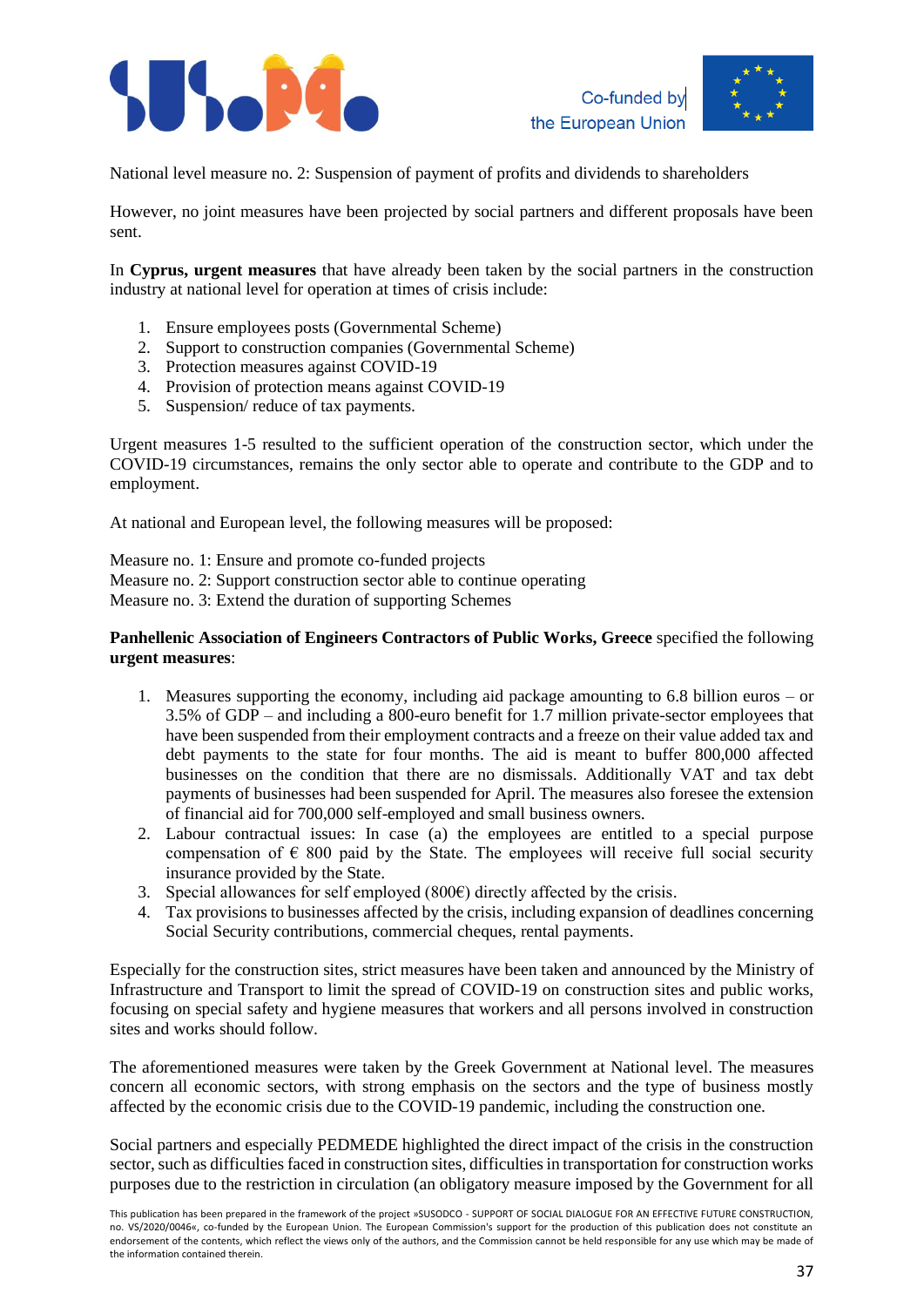National level measure no. 2: Suspension of payment of profits and dividends to shareholders

However, no joint measures have been projected by social partners and different proposals have been sent.

In **Cyprus, urgent measures** that have already been taken by the social partners in the construction industry at national level for operation at times of crisis include:

1. Ensure employees posts (Governmental Scheme)
2. Support to construction companies (Governmental Scheme)
3. Protection measures against COVID-19
4. Provision of protection means against COVID-19
5. Suspension/ reduce of tax payments.

Urgent measures 1-5 resulted to the sufficient operation of the construction sector, which under the COVID-19 circumstances, remains the only sector able to operate and contribute to the GDP and to employment.

At national and European level, the following measures will be proposed:

Measure no. 1: Ensure and promote co-funded projects
Measure no. 2: Support construction sector able to continue operating
Measure no. 3: Extend the duration of supporting Schemes

**Panhellenic Association of Engineers Contractors of Public Works, Greece** specified the following **urgent measures**:

1. Measures supporting the economy, including aid package amounting to 6.8 billion euros – or 3.5% of GDP – and including a 800-euro benefit for 1.7 million private-sector employees that have been suspended from their employment contracts and a freeze on their value added tax and debt payments to the state for four months. The aid is meant to buffer 800,000 affected businesses on the condition that there are no dismissals. Additionally VAT and tax debt payments of businesses had been suspended for April. The measures also foresee the extension of financial aid for 700,000 self-employed and small business owners.
2. Labour contractual issues: In case (a) the employees are entitled to a special purpose compensation of € 800 paid by the State. The employees will receive full social security insurance provided by the State.
3. Special allowances for self employed (800€) directly affected by the crisis.
4. Tax provisions to businesses affected by the crisis, including expansion of deadlines concerning Social Security contributions, commercial cheques, rental payments.

Especially for the construction sites, strict measures have been taken and announced by the Ministry of Infrastructure and Transport to limit the spread of COVID-19 on construction sites and public works, focusing on special safety and hygiene measures that workers and all persons involved in construction sites and works should follow.

The aforementioned measures were taken by the Greek Government at National level. The measures concern all economic sectors, with strong emphasis on the sectors and the type of business mostly affected by the economic crisis due to the COVID-19 pandemic, including the construction one.

Social partners and especially PEDMEDE highlighted the direct impact of the crisis in the construction sector, such as difficulties faced in construction sites, difficulties in transportation for construction works purposes due to the restriction in circulation (an obligatory measure imposed by the Government for all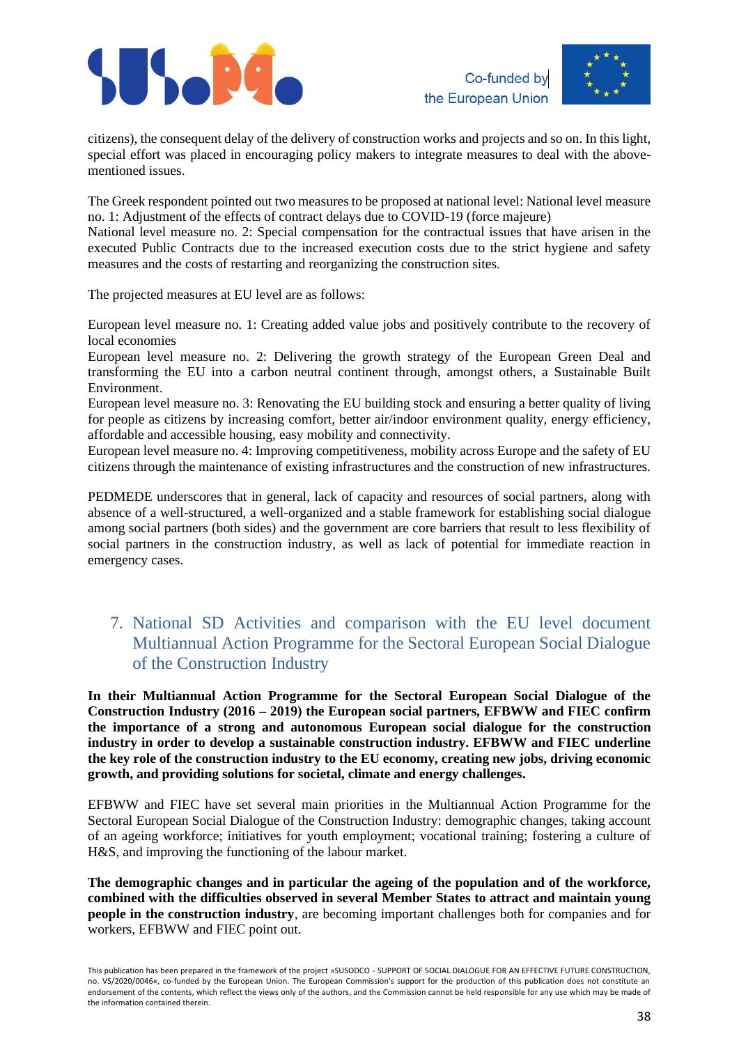citizens), the consequent delay of the delivery of construction works and projects and so on. In this light, special effort was placed in encouraging policy makers to integrate measures to deal with the above-mentioned issues.

The Greek respondent pointed out two measures to be proposed at national level: National level measure no. 1: Adjustment of the effects of contract delays due to COVID-19 (force majeure)
National level measure no. 2: Special compensation for the contractual issues that have arisen in the executed Public Contracts due to the increased execution costs due to the strict hygiene and safety measures and the costs of restarting and reorganizing the construction sites.

The projected measures at EU level are as follows:

European level measure no. 1: Creating added value jobs and positively contribute to the recovery of local economies
European level measure no. 2: Delivering the growth strategy of the European Green Deal and transforming the EU into a carbon neutral continent through, amongst others, a Sustainable Built Environment.
European level measure no. 3: Renovating the EU building stock and ensuring a better quality of living for people as citizens by increasing comfort, better air/indoor environment quality, energy efficiency, affordable and accessible housing, easy mobility and connectivity.
European level measure no. 4: Improving competitiveness, mobility across Europe and the safety of EU citizens through the maintenance of existing infrastructures and the construction of new infrastructures.

PEDMEDE underscores that in general, lack of capacity and resources of social partners, along with absence of a well-structured, a well-organized and a stable framework for establishing social dialogue among social partners (both sides) and the government are core barriers that result to less flexibility of social partners in the construction industry, as well as lack of potential for immediate reaction in emergency cases.

## 7. National SD Activities and comparison with the EU level document Multiannual Action Programme for the Sectoral European Social Dialogue of the Construction Industry

**In their Multiannual Action Programme for the Sectoral European Social Dialogue of the Construction Industry (2016 – 2019) the European social partners, EFBWW and FIEC confirm the importance of a strong and autonomous European social dialogue for the construction industry in order to develop a sustainable construction industry. EFBWW and FIEC underline the key role of the construction industry to the EU economy, creating new jobs, driving economic growth, and providing solutions for societal, climate and energy challenges.**

EFBWW and FIEC have set several main priorities in the Multiannual Action Programme for the Sectoral European Social Dialogue of the Construction Industry: demographic changes, taking account of an ageing workforce; initiatives for youth employment; vocational training; fostering a culture of H&S, and improving the functioning of the labour market.

**The demographic changes and in particular the ageing of the population and of the workforce, combined with the difficulties observed in several Member States to attract and maintain young people in the construction industry**, are becoming important challenges both for companies and for workers, EFBWW and FIEC point out.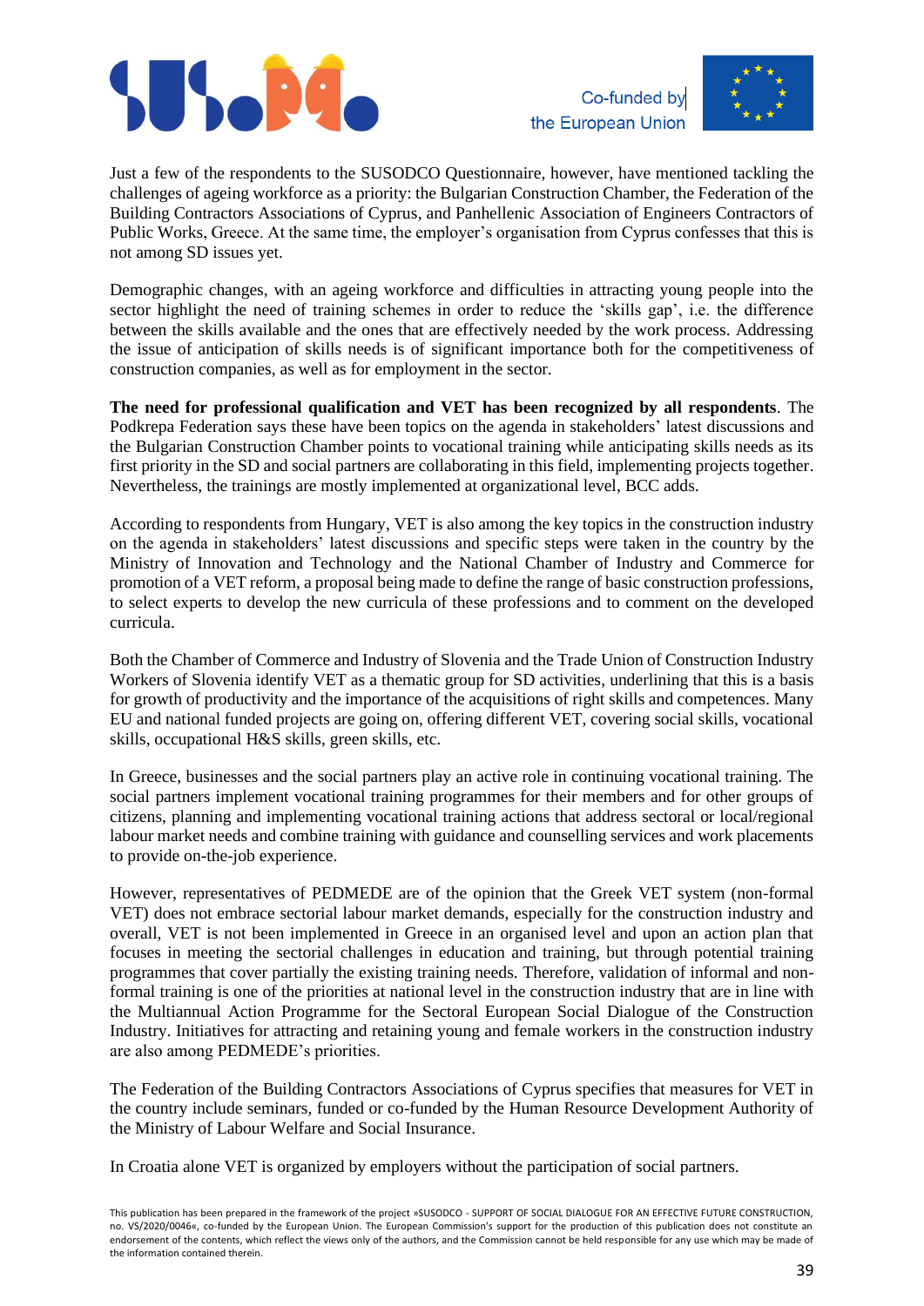Just a few of the respondents to the SUSODCO Questionnaire, however, have mentioned tackling the challenges of ageing workforce as a priority: the Bulgarian Construction Chamber, the Federation of the Building Contractors Associations of Cyprus, and Panhellenic Association of Engineers Contractors of Public Works, Greece. At the same time, the employer's organisation from Cyprus confesses that this is not among SD issues yet.

Demographic changes, with an ageing workforce and difficulties in attracting young people into the sector highlight the need of training schemes in order to reduce the 'skills gap', i.e. the difference between the skills available and the ones that are effectively needed by the work process. Addressing the issue of anticipation of skills needs is of significant importance both for the competitiveness of construction companies, as well as for employment in the sector.

**The need for professional qualification and VET has been recognized by all respondents**. The Podkrepa Federation says these have been topics on the agenda in stakeholders' latest discussions and the Bulgarian Construction Chamber points to vocational training while anticipating skills needs as its first priority in the SD and social partners are collaborating in this field, implementing projects together. Nevertheless, the trainings are mostly implemented at organizational level, BCC adds.

According to respondents from Hungary, VET is also among the key topics in the construction industry on the agenda in stakeholders' latest discussions and specific steps were taken in the country by the Ministry of Innovation and Technology and the National Chamber of Industry and Commerce for promotion of a VET reform, a proposal being made to define the range of basic construction professions, to select experts to develop the new curricula of these professions and to comment on the developed curricula.

Both the Chamber of Commerce and Industry of Slovenia and the Trade Union of Construction Industry Workers of Slovenia identify VET as a thematic group for SD activities, underlining that this is a basis for growth of productivity and the importance of the acquisitions of right skills and competences. Many EU and national funded projects are going on, offering different VET, covering social skills, vocational skills, occupational H&S skills, green skills, etc.

In Greece, businesses and the social partners play an active role in continuing vocational training. The social partners implement vocational training programmes for their members and for other groups of citizens, planning and implementing vocational training actions that address sectoral or local/regional labour market needs and combine training with guidance and counselling services and work placements to provide on-the-job experience.

However, representatives of PEDMEDE are of the opinion that the Greek VET system (non-formal VET) does not embrace sectorial labour market demands, especially for the construction industry and overall, VET is not been implemented in Greece in an organised level and upon an action plan that focuses in meeting the sectorial challenges in education and training, but through potential training programmes that cover partially the existing training needs. Therefore, validation of informal and non-formal training is one of the priorities at national level in the construction industry that are in line with the Multiannual Action Programme for the Sectoral European Social Dialogue of the Construction Industry. Initiatives for attracting and retaining young and female workers in the construction industry are also among PEDMEDE's priorities.

The Federation of the Building Contractors Associations of Cyprus specifies that measures for VET in the country include seminars, funded or co-funded by the Human Resource Development Authority of the Ministry of Labour Welfare and Social Insurance.

In Croatia alone VET is organized by employers without the participation of social partners.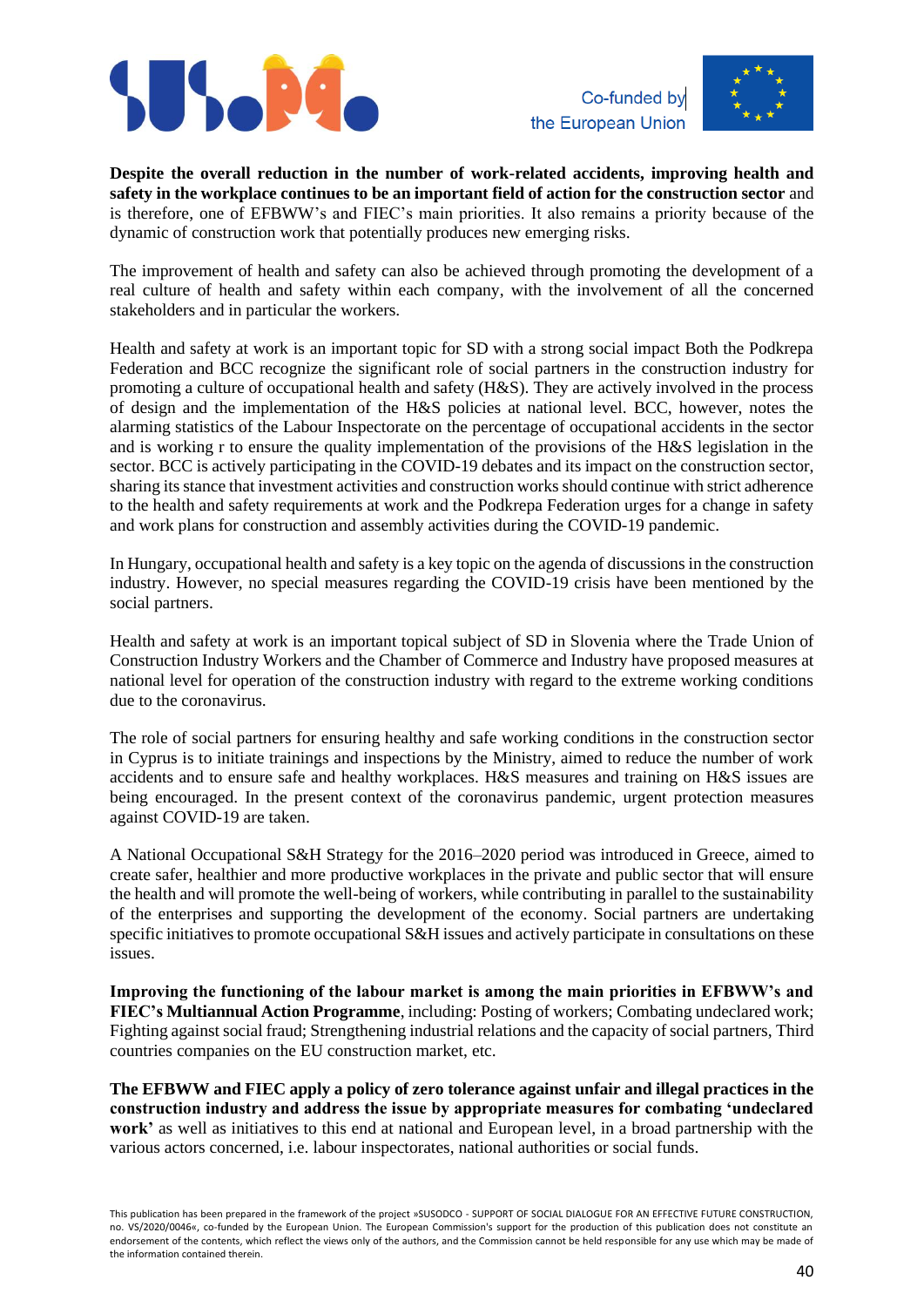**Despite the overall reduction in the number of work-related accidents, improving health and safety in the workplace continues to be an important field of action for the construction sector** and is therefore, one of EFBWW's and FIEC's main priorities. It also remains a priority because of the dynamic of construction work that potentially produces new emerging risks.

The improvement of health and safety can also be achieved through promoting the development of a real culture of health and safety within each company, with the involvement of all the concerned stakeholders and in particular the workers.

Health and safety at work is an important topic for SD with a strong social impact Both the Podkrepa Federation and BCC recognize the significant role of social partners in the construction industry for promoting a culture of occupational health and safety (H&S). They are actively involved in the process of design and the implementation of the H&S policies at national level. BCC, however, notes the alarming statistics of the Labour Inspectorate on the percentage of occupational accidents in the sector and is working r to ensure the quality implementation of the provisions of the H&S legislation in the sector. BCC is actively participating in the COVID-19 debates and its impact on the construction sector, sharing its stance that investment activities and construction works should continue with strict adherence to the health and safety requirements at work and the Podkrepa Federation urges for a change in safety and work plans for construction and assembly activities during the COVID-19 pandemic.

In Hungary, occupational health and safety is a key topic on the agenda of discussions in the construction industry. However, no special measures regarding the COVID-19 crisis have been mentioned by the social partners.

Health and safety at work is an important topical subject of SD in Slovenia where the Trade Union of Construction Industry Workers and the Chamber of Commerce and Industry have proposed measures at national level for operation of the construction industry with regard to the extreme working conditions due to the coronavirus.

The role of social partners for ensuring healthy and safe working conditions in the construction sector in Cyprus is to initiate trainings and inspections by the Ministry, aimed to reduce the number of work accidents and to ensure safe and healthy workplaces. H&S measures and training on H&S issues are being encouraged. In the present context of the coronavirus pandemic, urgent protection measures against COVID-19 are taken.

A National Occupational S&H Strategy for the 2016–2020 period was introduced in Greece, aimed to create safer, healthier and more productive workplaces in the private and public sector that will ensure the health and will promote the well-being of workers, while contributing in parallel to the sustainability of the enterprises and supporting the development of the economy. Social partners are undertaking specific initiatives to promote occupational S&H issues and actively participate in consultations on these issues.

**Improving the functioning of the labour market is among the main priorities in EFBWW's and FIEC's Multiannual Action Programme**, including: Posting of workers; Combating undeclared work; Fighting against social fraud; Strengthening industrial relations and the capacity of social partners, Third countries companies on the EU construction market, etc.

**The EFBWW and FIEC apply a policy of zero tolerance against unfair and illegal practices in the construction industry and address the issue by appropriate measures for combating 'undeclared work'** as well as initiatives to this end at national and European level, in a broad partnership with the various actors concerned, i.e. labour inspectorates, national authorities or social funds.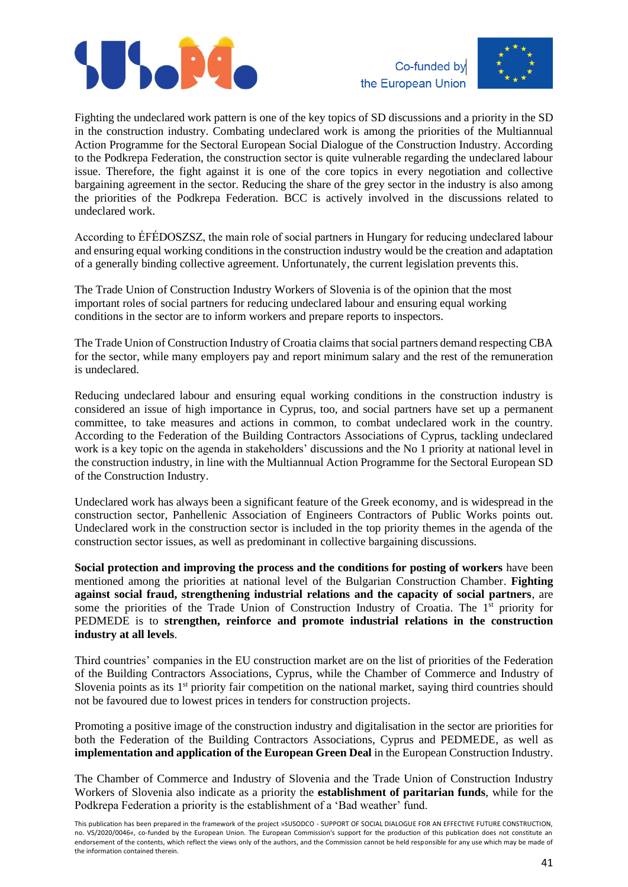Fighting the undeclared work pattern is one of the key topics of SD discussions and a priority in the SD in the construction industry. Combating undeclared work is among the priorities of the Multiannual Action Programme for the Sectoral European Social Dialogue of the Construction Industry. According to the Podkrepa Federation, the construction sector is quite vulnerable regarding the undeclared labour issue. Therefore, the fight against it is one of the core topics in every negotiation and collective bargaining agreement in the sector. Reducing the share of the grey sector in the industry is also among the priorities of the Podkrepa Federation. BCC is actively involved in the discussions related to undeclared work.

According to ÉFÉDOSZSZ, the main role of social partners in Hungary for reducing undeclared labour and ensuring equal working conditions in the construction industry would be the creation and adaptation of a generally binding collective agreement. Unfortunately, the current legislation prevents this.

The Trade Union of Construction Industry Workers of Slovenia is of the opinion that the most important roles of social partners for reducing undeclared labour and ensuring equal working conditions in the sector are to inform workers and prepare reports to inspectors.

The Trade Union of Construction Industry of Croatia claims that social partners demand respecting CBA for the sector, while many employers pay and report minimum salary and the rest of the remuneration is undeclared.

Reducing undeclared labour and ensuring equal working conditions in the construction industry is considered an issue of high importance in Cyprus, too, and social partners have set up a permanent committee, to take measures and actions in common, to combat undeclared work in the country. According to the Federation of the Building Contractors Associations of Cyprus, tackling undeclared work is a key topic on the agenda in stakeholders' discussions and the No 1 priority at national level in the construction industry, in line with the Multiannual Action Programme for the Sectoral European SD of the Construction Industry.

Undeclared work has always been a significant feature of the Greek economy, and is widespread in the construction sector, Panhellenic Association of Engineers Contractors of Public Works points out. Undeclared work in the construction sector is included in the top priority themes in the agenda of the construction sector issues, as well as predominant in collective bargaining discussions.

**Social protection and improving the process and the conditions for posting of workers** have been mentioned among the priorities at national level of the Bulgarian Construction Chamber. **Fighting against social fraud, strengthening industrial relations and the capacity of social partners**, are some the priorities of the Trade Union of Construction Industry of Croatia. The 1st priority for PEDMEDE is to **strengthen, reinforce and promote industrial relations in the construction industry at all levels**.

Third countries' companies in the EU construction market are on the list of priorities of the Federation of the Building Contractors Associations, Cyprus, while the Chamber of Commerce and Industry of Slovenia points as its 1st priority fair competition on the national market, saying third countries should not be favoured due to lowest prices in tenders for construction projects.

Promoting a positive image of the construction industry and digitalisation in the sector are priorities for both the Federation of the Building Contractors Associations, Cyprus and PEDMEDE, as well as **implementation and application of the European Green Deal** in the European Construction Industry.

The Chamber of Commerce and Industry of Slovenia and the Trade Union of Construction Industry Workers of Slovenia also indicate as a priority the **establishment of paritarian funds**, while for the Podkrepa Federation a priority is the establishment of a 'Bad weather' fund.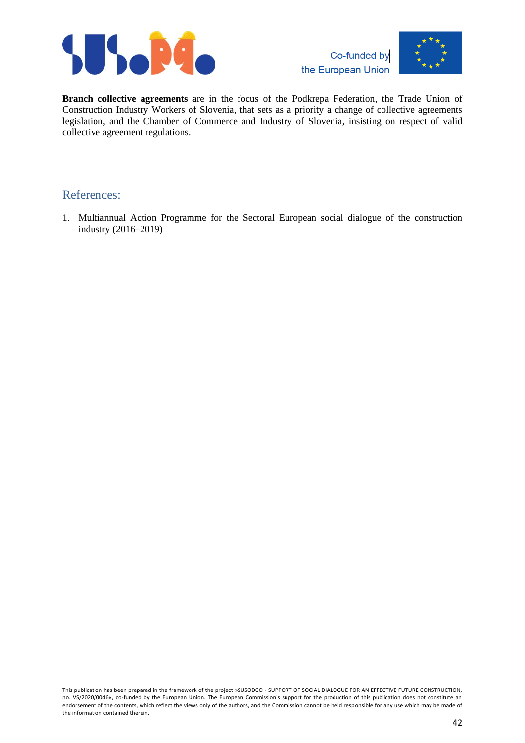**Branch collective agreements** are in the focus of the Podkrepa Federation, the Trade Union of Construction Industry Workers of Slovenia, that sets as a priority a change of collective agreements legislation, and the Chamber of Commerce and Industry of Slovenia, insisting on respect of valid collective agreement regulations.

## References:

1. Multiannual Action Programme for the Sectoral European social dialogue of the construction industry (2016–2019)